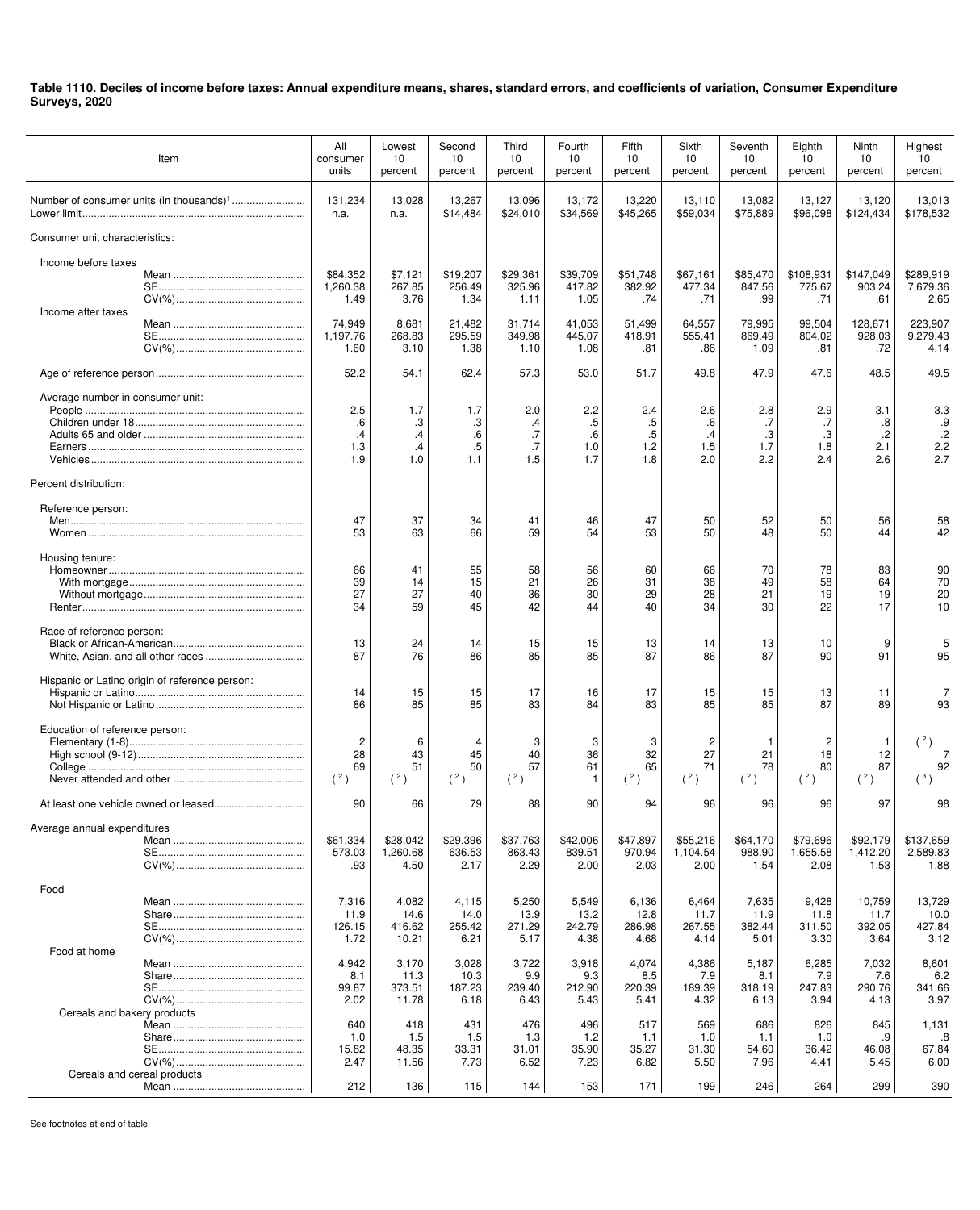**Table 1110. Deciles of income before taxes: Annual expenditure means, shares, standard errors, and coefficients of variation, Consumer Expenditure Surveys, 2020**

| Item | All consumer units | Lowest 10 percent | Second 10 percent | Third 10 percent | Fourth 10 percent | Fifth 10 percent | Sixth 10 percent | Seventh 10 percent | Eighth 10 percent | Ninth 10 percent | Highest 10 percent |
|---|---|---|---|---|---|---|---|---|---|---|---|
| Number of consumer units (in thousands)[1] | 131,234 | 13,028 | 13,267 | 13,096 | 13,172 | 13,220 | 13,110 | 13,082 | 13,127 | 13,120 | 13,013 |
| Lower limit | n.a. | n.a. | $14,484 | $24,010 | $34,569 | $45,265 | $59,034 | $75,889 | $96,098 | $124,434 | $178,532 |
| Consumer unit characteristics: | | | | | | | | | | | |
| Income before taxes | | | | | | | | | | | |
| Mean | $84,352 | $7,121 | $19,207 | $29,361 | $39,709 | $51,748 | $67,161 | $85,470 | $108,931 | $147,049 | $289,919 |
| SE | 1,260.38 | 267.85 | 256.49 | 325.96 | 417.82 | 382.92 | 477.34 | 847.56 | 775.67 | 903.24 | 7,679.36 |
| CV(%) | 1.49 | 3.76 | 1.34 | 1.11 | 1.05 | .74 | .71 | .99 | .71 | .61 | 2.65 |
| Income after taxes | | | | | | | | | | | |
| Mean | 74,949 | 8,681 | 21,482 | 31,714 | 41,053 | 51,499 | 64,557 | 79,995 | 99,504 | 128,671 | 223,907 |
| SE | 1,197.76 | 268.83 | 295.59 | 349.98 | 445.07 | 418.91 | 555.41 | 869.49 | 804.02 | 928.03 | 9,279.43 |
| CV(%) | 1.60 | 3.10 | 1.38 | 1.10 | 1.08 | .81 | .86 | 1.09 | .81 | .72 | 4.14 |
| Age of reference person | 52.2 | 54.1 | 62.4 | 57.3 | 53.0 | 51.7 | 49.8 | 47.9 | 47.6 | 48.5 | 49.5 |
| Average number in consumer unit: | | | | | | | | | | | |
| People | 2.5 | 1.7 | 1.7 | 2.0 | 2.2 | 2.4 | 2.6 | 2.8 | 2.9 | 3.1 | 3.3 |
| Children under 18 | .6 | .3 | .3 | .4 | .5 | .5 | .6 | .7 | .7 | .8 | .9 |
| Adults 65 and older | .4 | .4 | .6 | .7 | .6 | .5 | .4 | .3 | .3 | .2 | .2 |
| Earners | 1.3 | .4 | .5 | .7 | 1.0 | 1.2 | 1.5 | 1.7 | 1.8 | 2.1 | 2.2 |
| Vehicles | 1.9 | 1.0 | 1.1 | 1.5 | 1.7 | 1.8 | 2.0 | 2.2 | 2.4 | 2.6 | 2.7 |
| Percent distribution: | | | | | | | | | | | |
| Reference person: | | | | | | | | | | | |
| Men | 47 | 37 | 34 | 41 | 46 | 47 | 50 | 52 | 50 | 56 | 58 |
| Women | 53 | 63 | 66 | 59 | 54 | 53 | 50 | 48 | 50 | 44 | 42 |
| Housing tenure: | | | | | | | | | | | |
| Homeowner | 66 | 41 | 55 | 58 | 56 | 60 | 66 | 70 | 78 | 83 | 90 |
| With mortgage | 39 | 14 | 15 | 21 | 26 | 31 | 38 | 49 | 58 | 64 | 70 |
| Without mortgage | 27 | 27 | 40 | 36 | 30 | 29 | 28 | 21 | 19 | 19 | 20 |
| Renter | 34 | 59 | 45 | 42 | 44 | 40 | 34 | 30 | 22 | 17 | 10 |
| Race of reference person: | | | | | | | | | | | |
| Black or African-American | 13 | 24 | 14 | 15 | 15 | 13 | 14 | 13 | 10 | 9 | 5 |
| White, Asian, and all other races | 87 | 76 | 86 | 85 | 85 | 87 | 86 | 87 | 90 | 91 | 95 |
| Hispanic or Latino origin of reference person: | | | | | | | | | | | |
| Hispanic or Latino | 14 | 15 | 15 | 17 | 16 | 17 | 15 | 15 | 13 | 11 | 7 |
| Not Hispanic or Latino | 86 | 85 | 85 | 83 | 84 | 83 | 85 | 85 | 87 | 89 | 93 |
| Education of reference person: | | | | | | | | | | | |
| Elementary (1-8) | 2 | 6 | 4 | 3 | 3 | 3 | 2 | 1 | 2 | 1 | ([2]) |
| High school (9-12) | 28 | 43 | 45 | 40 | 36 | 32 | 27 | 21 | 18 | 12 | 7 |
| College | 69 | 51 | 50 | 57 | 61 | 65 | 71 | 78 | 80 | 87 | 92 |
| Never attended and other | ([2]) | ([2]) | ([2]) | ([2]) | 1 | ([2]) | ([2]) | ([2]) | ([2]) | ([2]) | ([3]) |
| At least one vehicle owned or leased | 90 | 66 | 79 | 88 | 90 | 94 | 96 | 96 | 96 | 97 | 98 |
| Average annual expenditures | | | | | | | | | | | |
| Mean | $61,334 | $28,042 | $29,396 | $37,763 | $42,006 | $47,897 | $55,216 | $64,170 | $79,696 | $92,179 | $137,659 |
| SE | 573.03 | 1,260.68 | 636.53 | 863.43 | 839.51 | 970.94 | 1,104.54 | 988.90 | 1,655.58 | 1,412.20 | 2,589.83 |
| CV(%) | .93 | 4.50 | 2.17 | 2.29 | 2.00 | 2.03 | 2.00 | 1.54 | 2.08 | 1.53 | 1.88 |
| Food | | | | | | | | | | | |
| Mean | 7,316 | 4,082 | 4,115 | 5,250 | 5,549 | 6,136 | 6,464 | 7,635 | 9,428 | 10,759 | 13,729 |
| Share | 11.9 | 14.6 | 14.0 | 13.9 | 13.2 | 12.8 | 11.7 | 11.9 | 11.8 | 11.7 | 10.0 |
| SE | 126.15 | 416.62 | 255.42 | 271.29 | 242.79 | 286.98 | 267.55 | 382.44 | 311.50 | 392.05 | 427.84 |
| CV(%) | 1.72 | 10.21 | 6.21 | 5.17 | 4.38 | 4.68 | 4.14 | 5.01 | 3.30 | 3.64 | 3.12 |
| Food at home | | | | | | | | | | | |
| Mean | 4,942 | 3,170 | 3,028 | 3,722 | 3,918 | 4,074 | 4,386 | 5,187 | 6,285 | 7,032 | 8,601 |
| Share | 8.1 | 11.3 | 10.3 | 9.9 | 9.3 | 8.5 | 7.9 | 8.1 | 7.9 | 7.6 | 6.2 |
| SE | 99.87 | 373.51 | 187.23 | 239.40 | 212.90 | 220.39 | 189.39 | 318.19 | 247.83 | 290.76 | 341.66 |
| CV(%) | 2.02 | 11.78 | 6.18 | 6.43 | 5.43 | 5.41 | 4.32 | 6.13 | 3.94 | 4.13 | 3.97 |
| Cereals and bakery products | | | | | | | | | | | |
| Mean | 640 | 418 | 431 | 476 | 496 | 517 | 569 | 686 | 826 | 845 | 1,131 |
| Share | 1.0 | 1.5 | 1.5 | 1.3 | 1.2 | 1.1 | 1.0 | 1.1 | 1.0 | .9 | .8 |
| SE | 15.82 | 48.35 | 33.31 | 31.01 | 35.90 | 35.27 | 31.30 | 54.60 | 36.42 | 46.08 | 67.84 |
| CV(%) | 2.47 | 11.56 | 7.73 | 6.52 | 7.23 | 6.82 | 5.50 | 7.96 | 4.41 | 5.45 | 6.00 |
| Cereals and cereal products | | | | | | | | | | | |
| Mean | 212 | 136 | 115 | 144 | 153 | 171 | 199 | 246 | 264 | 299 | 390 |

See footnotes at end of table.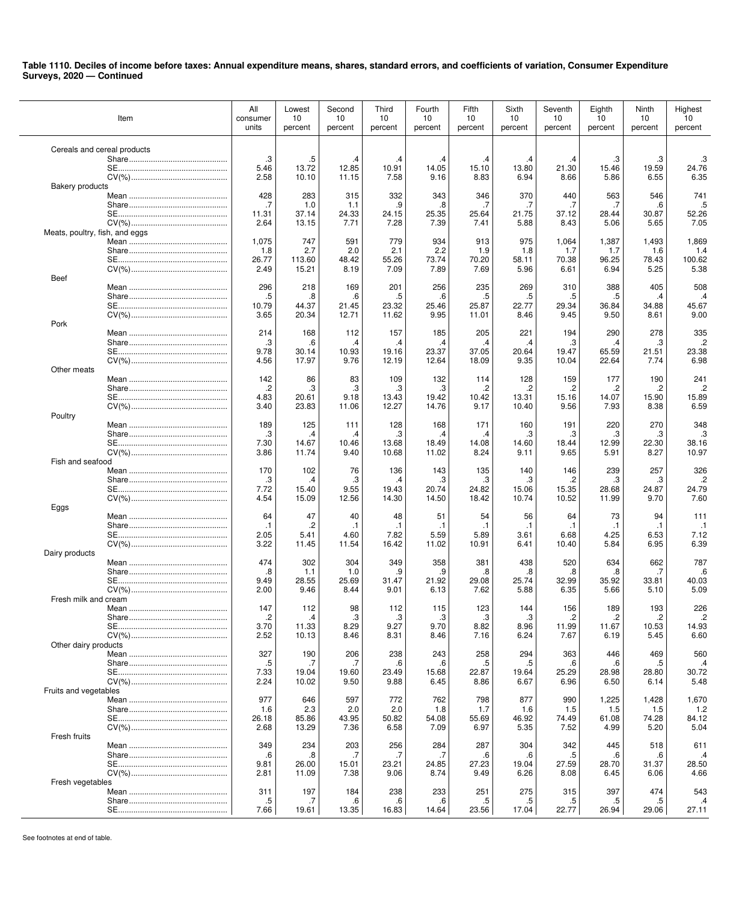**Table 1110. Deciles of income before taxes: Annual expenditure means, shares, standard errors, and coefficients of variation, Consumer Expenditure Surveys, 2020 — Continued**

| Item | All consumer units | Lowest 10 percent | Second 10 percent | Third 10 percent | Fourth 10 percent | Fifth 10 percent | Sixth 10 percent | Seventh 10 percent | Eighth 10 percent | Ninth 10 percent | Highest 10 percent |
|---|---|---|---|---|---|---|---|---|---|---|---|
| Cereals and cereal products | | | | | | | | | | | |
| Share | .3 | .5 | .4 | .4 | .4 | .4 | .4 | .4 | .3 | .3 | .3 |
| SE | 5.46 | 13.72 | 12.85 | 10.91 | 14.05 | 15.10 | 13.80 | 21.30 | 15.46 | 19.59 | 24.76 |
| CV(%) | 2.58 | 10.10 | 11.15 | 7.58 | 9.16 | 8.83 | 6.94 | 8.66 | 5.86 | 6.55 | 6.35 |
| Bakery products | | | | | | | | | | | |
| Mean | 428 | 283 | 315 | 332 | 343 | 346 | 370 | 440 | 563 | 546 | 741 |
| Share | .7 | 1.0 | 1.1 | .9 | .8 | .7 | .7 | .7 | .7 | .6 | .5 |
| SE | 11.31 | 37.14 | 24.33 | 24.15 | 25.35 | 25.64 | 21.75 | 37.12 | 28.44 | 30.87 | 52.26 |
| CV(%) | 2.64 | 13.15 | 7.71 | 7.28 | 7.39 | 7.41 | 5.88 | 8.43 | 5.06 | 5.65 | 7.05 |
| Meats, poultry, fish, and eggs | | | | | | | | | | | |
| Mean | 1,075 | 747 | 591 | 779 | 934 | 913 | 975 | 1,064 | 1,387 | 1,493 | 1,869 |
| Share | 1.8 | 2.7 | 2.0 | 2.1 | 2.2 | 1.9 | 1.8 | 1.7 | 1.7 | 1.6 | 1.4 |
| SE | 26.77 | 113.60 | 48.42 | 55.26 | 73.74 | 70.20 | 58.11 | 70.38 | 96.25 | 78.43 | 100.62 |
| CV(%) | 2.49 | 15.21 | 8.19 | 7.09 | 7.89 | 7.69 | 5.96 | 6.61 | 6.94 | 5.25 | 5.38 |
| Beef | | | | | | | | | | | |
| Mean | 296 | 218 | 169 | 201 | 256 | 235 | 269 | 310 | 388 | 405 | 508 |
| Share | .5 | .8 | .6 | .5 | .6 | .5 | .5 | .5 | .5 | .4 | .4 |
| SE | 10.79 | 44.37 | 21.45 | 23.32 | 25.46 | 25.87 | 22.77 | 29.34 | 36.84 | 34.88 | 45.67 |
| CV(%) | 3.65 | 20.34 | 12.71 | 11.62 | 9.95 | 11.01 | 8.46 | 9.45 | 9.50 | 8.61 | 9.00 |
| Pork | | | | | | | | | | | |
| Mean | 214 | 168 | 112 | 157 | 185 | 205 | 221 | 194 | 290 | 278 | 335 |
| Share | .3 | .6 | .4 | .4 | .4 | .4 | .4 | .3 | .4 | .3 | .2 |
| SE | 9.78 | 30.14 | 10.93 | 19.16 | 23.37 | 37.05 | 20.64 | 19.47 | 65.59 | 21.51 | 23.38 |
| CV(%) | 4.56 | 17.97 | 9.76 | 12.19 | 12.64 | 18.09 | 9.35 | 10.04 | 22.64 | 7.74 | 6.98 |
| Other meats | | | | | | | | | | | |
| Mean | 142 | 86 | 83 | 109 | 132 | 114 | 128 | 159 | 177 | 190 | 241 |
| Share | .2 | .3 | .3 | .3 | .3 | .2 | .2 | .2 | .2 | .2 | .2 |
| SE | 4.83 | 20.61 | 9.18 | 13.43 | 19.42 | 10.42 | 13.31 | 15.16 | 14.07 | 15.90 | 15.89 |
| CV(%) | 3.40 | 23.83 | 11.06 | 12.27 | 14.76 | 9.17 | 10.40 | 9.56 | 7.93 | 8.38 | 6.59 |
| Poultry | | | | | | | | | | | |
| Mean | 189 | 125 | 111 | 128 | 168 | 171 | 160 | 191 | 220 | 270 | 348 |
| Share | .3 | .4 | .4 | .3 | .4 | .4 | .3 | .3 | .3 | .3 | .3 |
| SE | 7.30 | 14.67 | 10.46 | 13.68 | 18.49 | 14.08 | 14.60 | 18.44 | 12.99 | 22.30 | 38.16 |
| CV(%) | 3.86 | 11.74 | 9.40 | 10.68 | 11.02 | 8.24 | 9.11 | 9.65 | 5.91 | 8.27 | 10.97 |
| Fish and seafood | | | | | | | | | | | |
| Mean | 170 | 102 | 76 | 136 | 143 | 135 | 140 | 146 | 239 | 257 | 326 |
| Share | .3 | .4 | .3 | .4 | .3 | .3 | .3 | .2 | .3 | .3 | .2 |
| SE | 7.72 | 15.40 | 9.55 | 19.43 | 20.74 | 24.82 | 15.06 | 15.35 | 28.68 | 24.87 | 24.79 |
| CV(%) | 4.54 | 15.09 | 12.56 | 14.30 | 14.50 | 18.42 | 10.74 | 10.52 | 11.99 | 9.70 | 7.60 |
| Eggs | | | | | | | | | | | |
| Mean | 64 | 47 | 40 | 48 | 51 | 54 | 56 | 64 | 73 | 94 | 111 |
| Share | .1 | .2 | .1 | .1 | .1 | .1 | .1 | .1 | .1 | .1 | .1 |
| SE | 2.05 | 5.41 | 4.60 | 7.82 | 5.59 | 5.89 | 3.61 | 6.68 | 4.25 | 6.53 | 7.12 |
| CV(%) | 3.22 | 11.45 | 11.54 | 16.42 | 11.02 | 10.91 | 6.41 | 10.40 | 5.84 | 6.95 | 6.39 |
| Dairy products | | | | | | | | | | | |
| Mean | 474 | 302 | 304 | 349 | 358 | 381 | 438 | 520 | 634 | 662 | 787 |
| Share | .8 | 1.1 | 1.0 | .9 | .9 | .8 | .8 | .8 | .8 | .7 | .6 |
| SE | 9.49 | 28.55 | 25.69 | 31.47 | 21.92 | 29.08 | 25.74 | 32.99 | 35.92 | 33.81 | 40.03 |
| CV(%) | 2.00 | 9.46 | 8.44 | 9.01 | 6.13 | 7.62 | 5.88 | 6.35 | 5.66 | 5.10 | 5.09 |
| Fresh milk and cream | | | | | | | | | | | |
| Mean | 147 | 112 | 98 | 112 | 115 | 123 | 144 | 156 | 189 | 193 | 226 |
| Share | .2 | .4 | .3 | .3 | .3 | .3 | .3 | .2 | .2 | .2 | .2 |
| SE | 3.70 | 11.33 | 8.29 | 9.27 | 9.70 | 8.82 | 8.96 | 11.99 | 11.67 | 10.53 | 14.93 |
| CV(%) | 2.52 | 10.13 | 8.46 | 8.31 | 8.46 | 7.16 | 6.24 | 7.67 | 6.19 | 5.45 | 6.60 |
| Other dairy products | | | | | | | | | | | |
| Mean | 327 | 190 | 206 | 238 | 243 | 258 | 294 | 363 | 446 | 469 | 560 |
| Share | .5 | .7 | .7 | .6 | .6 | .5 | .5 | .6 | .6 | .5 | .4 |
| SE | 7.33 | 19.04 | 19.60 | 23.49 | 15.68 | 22.87 | 19.64 | 25.29 | 28.98 | 28.80 | 30.72 |
| CV(%) | 2.24 | 10.02 | 9.50 | 9.88 | 6.45 | 8.86 | 6.67 | 6.96 | 6.50 | 6.14 | 5.48 |
| Fruits and vegetables | | | | | | | | | | | |
| Mean | 977 | 646 | 597 | 772 | 762 | 798 | 877 | 990 | 1,225 | 1,428 | 1,670 |
| Share | 1.6 | 2.3 | 2.0 | 2.0 | 1.8 | 1.7 | 1.6 | 1.5 | 1.5 | 1.5 | 1.2 |
| SE | 26.18 | 85.86 | 43.95 | 50.82 | 54.08 | 55.69 | 46.92 | 74.49 | 61.08 | 74.28 | 84.12 |
| CV(%) | 2.68 | 13.29 | 7.36 | 6.58 | 7.09 | 6.97 | 5.35 | 7.52 | 4.99 | 5.20 | 5.04 |
| Fresh fruits | | | | | | | | | | | |
| Mean | 349 | 234 | 203 | 256 | 284 | 287 | 304 | 342 | 445 | 518 | 611 |
| Share | .6 | .8 | .7 | .7 | .7 | .6 | .6 | .5 | .6 | .6 | .4 |
| SE | 9.81 | 26.00 | 15.01 | 23.21 | 24.85 | 27.23 | 19.04 | 27.59 | 28.70 | 31.37 | 28.50 |
| CV(%) | 2.81 | 11.09 | 7.38 | 9.06 | 8.74 | 9.49 | 6.26 | 8.08 | 6.45 | 6.06 | 4.66 |
| Fresh vegetables | | | | | | | | | | | |
| Mean | 311 | 197 | 184 | 238 | 233 | 251 | 275 | 315 | 397 | 474 | 543 |
| Share | .5 | .7 | .6 | .6 | .6 | .5 | .5 | .5 | .5 | .5 | .4 |
| SE | 7.66 | 19.61 | 13.35 | 16.83 | 14.64 | 23.56 | 17.04 | 22.77 | 26.94 | 29.06 | 27.11 |

See footnotes at end of table.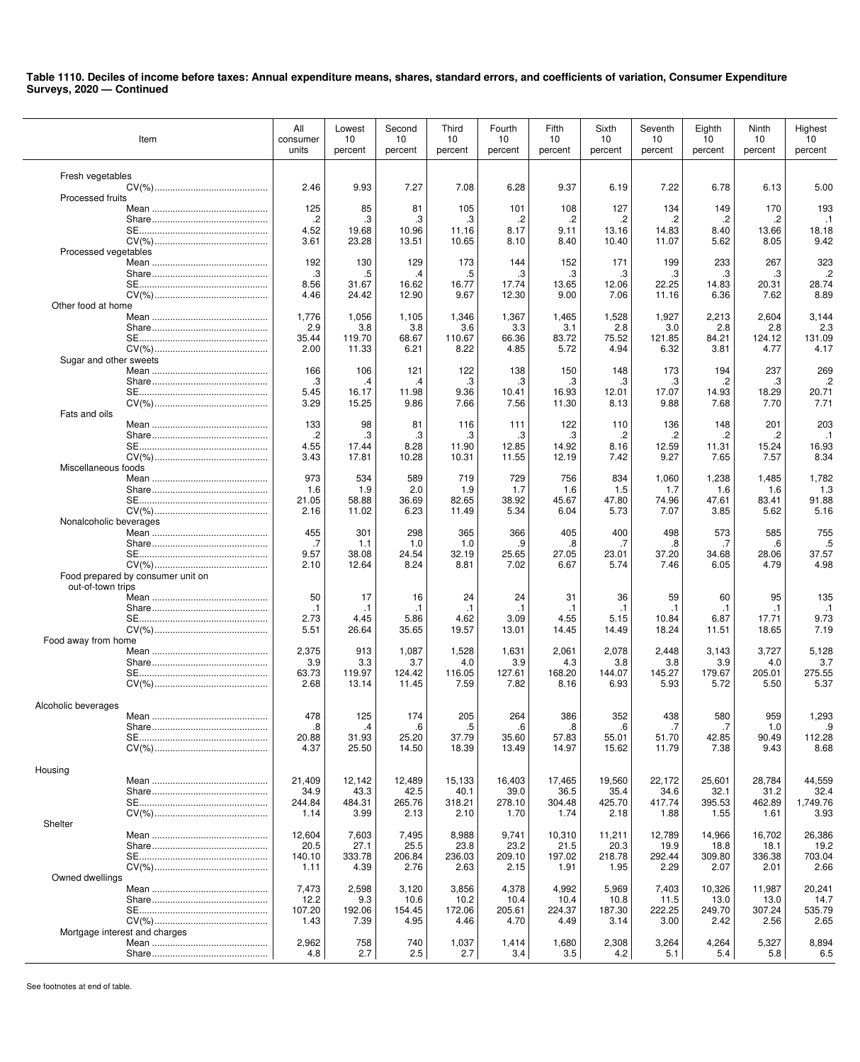**Table 1110. Deciles of income before taxes: Annual expenditure means, shares, standard errors, and coefficients of variation, Consumer Expenditure Surveys, 2020 — Continued**

| Item | All consumer units | Lowest 10 percent | Second 10 percent | Third 10 percent | Fourth 10 percent | Fifth 10 percent | Sixth 10 percent | Seventh 10 percent | Eighth 10 percent | Ninth 10 percent | Highest 10 percent |
|---|---|---|---|---|---|---|---|---|---|---|---|
| Fresh vegetables | | | | | | | | | | | |
| CV(%) | 2.46 | 9.93 | 7.27 | 7.08 | 6.28 | 9.37 | 6.19 | 7.22 | 6.78 | 6.13 | 5.00 |
| Processed fruits | | | | | | | | | | | |
| Mean | 125 | 85 | 81 | 105 | 101 | 108 | 127 | 134 | 149 | 170 | 193 |
| Share | .2 | .3 | .3 | .3 | .2 | .2 | .2 | .2 | .2 | .2 | .1 |
| SE | 4.52 | 19.68 | 10.96 | 11.16 | 8.17 | 9.11 | 13.16 | 14.83 | 8.40 | 13.66 | 18.18 |
| CV(%) | 3.61 | 23.28 | 13.51 | 10.65 | 8.10 | 8.40 | 10.40 | 11.07 | 5.62 | 8.05 | 9.42 |
| Processed vegetables | | | | | | | | | | | |
| Mean | 192 | 130 | 129 | 173 | 144 | 152 | 171 | 199 | 233 | 267 | 323 |
| Share | .3 | .5 | .4 | .5 | .3 | .3 | .3 | .3 | .3 | .3 | .2 |
| SE | 8.56 | 31.67 | 16.62 | 16.77 | 17.74 | 13.65 | 12.06 | 22.25 | 14.83 | 20.31 | 28.74 |
| CV(%) | 4.46 | 24.42 | 12.90 | 9.67 | 12.30 | 9.00 | 7.06 | 11.16 | 6.36 | 7.62 | 8.89 |
| Other food at home | | | | | | | | | | | |
| Mean | 1,776 | 1,056 | 1,105 | 1,346 | 1,367 | 1,465 | 1,528 | 1,927 | 2,213 | 2,604 | 3,144 |
| Share | 2.9 | 3.8 | 3.8 | 3.6 | 3.3 | 3.1 | 2.8 | 3.0 | 2.8 | 2.8 | 2.3 |
| SE | 35.44 | 119.70 | 68.67 | 110.67 | 66.36 | 83.72 | 75.52 | 121.85 | 84.21 | 124.12 | 131.09 |
| CV(%) | 2.00 | 11.33 | 6.21 | 8.22 | 4.85 | 5.72 | 4.94 | 6.32 | 3.81 | 4.77 | 4.17 |
| Sugar and other sweets | | | | | | | | | | | |
| Mean | 166 | 106 | 121 | 122 | 138 | 150 | 148 | 173 | 194 | 237 | 269 |
| Share | .3 | .4 | .4 | .3 | .3 | .3 | .3 | .3 | .2 | .3 | .2 |
| SE | 5.45 | 16.17 | 11.98 | 9.36 | 10.41 | 16.93 | 12.01 | 17.07 | 14.93 | 18.29 | 20.71 |
| CV(%) | 3.29 | 15.25 | 9.86 | 7.66 | 7.56 | 11.30 | 8.13 | 9.88 | 7.68 | 7.70 | 7.71 |
| Fats and oils | | | | | | | | | | | |
| Mean | 133 | 98 | 81 | 116 | 111 | 122 | 110 | 136 | 148 | 201 | 203 |
| Share | .2 | .3 | .3 | .3 | .3 | .3 | .2 | .2 | .2 | .2 | .1 |
| SE | 4.55 | 17.44 | 8.28 | 11.90 | 12.85 | 14.92 | 8.16 | 12.59 | 11.31 | 15.24 | 16.93 |
| CV(%) | 3.43 | 17.81 | 10.28 | 10.31 | 11.55 | 12.19 | 7.42 | 9.27 | 7.65 | 7.57 | 8.34 |
| Miscellaneous foods | | | | | | | | | | | |
| Mean | 973 | 534 | 589 | 719 | 729 | 756 | 834 | 1,060 | 1,238 | 1,485 | 1,782 |
| Share | 1.6 | 1.9 | 2.0 | 1.9 | 1.7 | 1.6 | 1.5 | 1.7 | 1.6 | 1.6 | 1.3 |
| SE | 21.05 | 58.88 | 36.69 | 82.65 | 38.92 | 45.67 | 47.80 | 74.96 | 47.61 | 83.41 | 91.88 |
| CV(%) | 2.16 | 11.02 | 6.23 | 11.49 | 5.34 | 6.04 | 5.73 | 7.07 | 3.85 | 5.62 | 5.16 |
| Nonalcoholic beverages | | | | | | | | | | | |
| Mean | 455 | 301 | 298 | 365 | 366 | 405 | 400 | 498 | 573 | 585 | 755 |
| Share | .7 | 1.1 | 1.0 | 1.0 | .9 | .8 | .7 | .8 | .7 | .6 | .5 |
| SE | 9.57 | 38.08 | 24.54 | 32.19 | 25.65 | 27.05 | 23.01 | 37.20 | 34.68 | 28.06 | 37.57 |
| CV(%) | 2.10 | 12.64 | 8.24 | 8.81 | 7.02 | 6.67 | 5.74 | 7.46 | 6.05 | 4.79 | 4.98 |
| Food prepared by consumer unit on out-of-town trips | | | | | | | | | | | |
| Mean | 50 | 17 | 16 | 24 | 24 | 31 | 36 | 59 | 60 | 95 | 135 |
| Share | .1 | .1 | .1 | .1 | .1 | .1 | .1 | .1 | .1 | .1 | .1 |
| SE | 2.73 | 4.45 | 5.86 | 4.62 | 3.09 | 4.55 | 5.15 | 10.84 | 6.87 | 17.71 | 9.73 |
| CV(%) | 5.51 | 26.64 | 35.65 | 19.57 | 13.01 | 14.45 | 14.49 | 18.24 | 11.51 | 18.65 | 7.19 |
| Food away from home | | | | | | | | | | | |
| Mean | 2,375 | 913 | 1,087 | 1,528 | 1,631 | 2,061 | 2,078 | 2,448 | 3,143 | 3,727 | 5,128 |
| Share | 3.9 | 3.3 | 3.7 | 4.0 | 3.9 | 4.3 | 3.8 | 3.8 | 3.9 | 4.0 | 3.7 |
| SE | 63.73 | 119.97 | 124.42 | 116.05 | 127.61 | 168.20 | 144.07 | 145.27 | 179.67 | 205.01 | 275.55 |
| CV(%) | 2.68 | 13.14 | 11.45 | 7.59 | 7.82 | 8.16 | 6.93 | 5.93 | 5.72 | 5.50 | 5.37 |
| Alcoholic beverages | | | | | | | | | | | |
| Mean | 478 | 125 | 174 | 205 | 264 | 386 | 352 | 438 | 580 | 959 | 1,293 |
| Share | .8 | .4 | .6 | .5 | .6 | .8 | .6 | .7 | .7 | 1.0 | .9 |
| SE | 20.88 | 31.93 | 25.20 | 37.79 | 35.60 | 57.83 | 55.01 | 51.70 | 42.85 | 90.49 | 112.28 |
| CV(%) | 4.37 | 25.50 | 14.50 | 18.39 | 13.49 | 14.97 | 15.62 | 11.79 | 7.38 | 9.43 | 8.68 |
| Housing | | | | | | | | | | | |
| Mean | 21,409 | 12,142 | 12,489 | 15,133 | 16,403 | 17,465 | 19,560 | 22,172 | 25,601 | 28,784 | 44,559 |
| Share | 34.9 | 43.3 | 42.5 | 40.1 | 39.0 | 36.5 | 35.4 | 34.6 | 32.1 | 31.2 | 32.4 |
| SE | 244.84 | 484.31 | 265.76 | 318.21 | 278.10 | 304.48 | 425.70 | 417.74 | 395.53 | 462.89 | 1,749.76 |
| CV(%) | 1.14 | 3.99 | 2.13 | 2.10 | 1.70 | 1.74 | 2.18 | 1.88 | 1.55 | 1.61 | 3.93 |
| Shelter | | | | | | | | | | | |
| Mean | 12,604 | 7,603 | 7,495 | 8,988 | 9,741 | 10,310 | 11,211 | 12,789 | 14,966 | 16,702 | 26,386 |
| Share | 20.5 | 27.1 | 25.5 | 23.8 | 23.2 | 21.5 | 20.3 | 19.9 | 18.8 | 18.1 | 19.2 |
| SE | 140.10 | 333.78 | 206.84 | 236.03 | 209.10 | 197.02 | 218.78 | 292.44 | 309.80 | 336.38 | 703.04 |
| CV(%) | 1.11 | 4.39 | 2.76 | 2.63 | 2.15 | 1.91 | 1.95 | 2.29 | 2.07 | 2.01 | 2.66 |
| Owned dwellings | | | | | | | | | | | |
| Mean | 7,473 | 2,598 | 3,120 | 3,856 | 4,378 | 4,992 | 5,969 | 7,403 | 10,326 | 11,987 | 20,241 |
| Share | 12.2 | 9.3 | 10.6 | 10.2 | 10.4 | 10.4 | 10.8 | 11.5 | 13.0 | 13.0 | 14.7 |
| SE | 107.20 | 192.06 | 154.45 | 172.06 | 205.61 | 224.37 | 187.30 | 222.25 | 249.70 | 307.24 | 535.79 |
| CV(%) | 1.43 | 7.39 | 4.95 | 4.46 | 4.70 | 4.49 | 3.14 | 3.00 | 2.42 | 2.56 | 2.65 |
| Mortgage interest and charges | | | | | | | | | | | |
| Mean | 2,962 | 758 | 740 | 1,037 | 1,414 | 1,680 | 2,308 | 3,264 | 4,264 | 5,327 | 8,894 |
| Share | 4.8 | 2.7 | 2.5 | 2.7 | 3.4 | 3.5 | 4.2 | 5.1 | 5.4 | 5.8 | 6.5 |

See footnotes at end of table.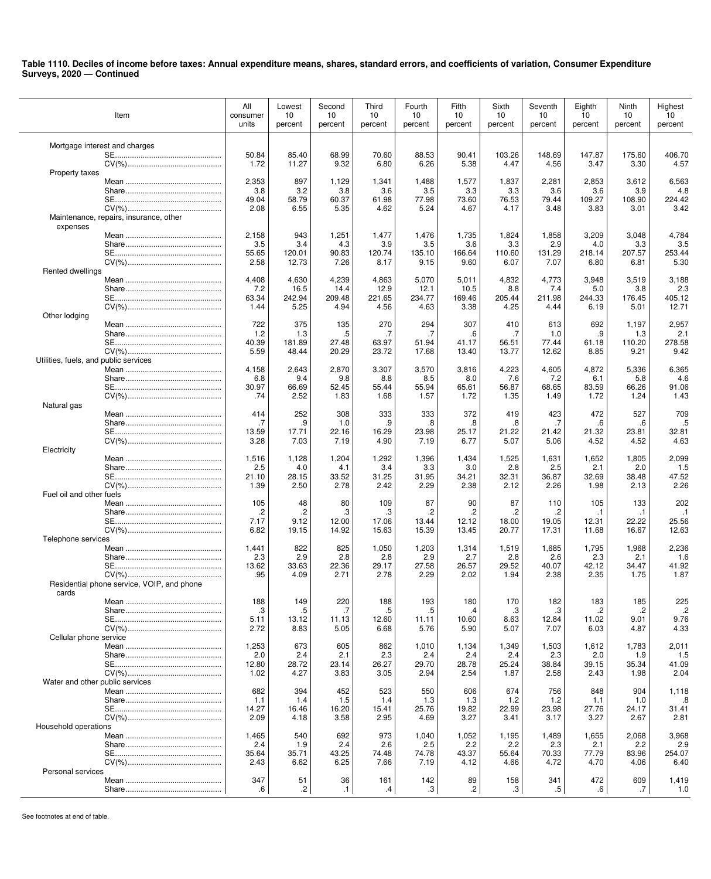**Table 1110. Deciles of income before taxes: Annual expenditure means, shares, standard errors, and coefficients of variation, Consumer Expenditure Surveys, 2020 — Continued**

| Item | All consumer units | Lowest 10 percent | Second 10 percent | Third 10 percent | Fourth 10 percent | Fifth 10 percent | Sixth 10 percent | Seventh 10 percent | Eighth 10 percent | Ninth 10 percent | Highest 10 percent |
|---|---|---|---|---|---|---|---|---|---|---|---|
| Mortgage interest and charges | | | | | | | | | | | |
| SE | 50.84 | 85.40 | 68.99 | 70.60 | 88.53 | 90.41 | 103.26 | 148.69 | 147.87 | 175.60 | 406.70 |
| CV(%) | 1.72 | 11.27 | 9.32 | 6.80 | 6.26 | 5.38 | 4.47 | 4.56 | 3.47 | 3.30 | 4.57 |
| Property taxes | | | | | | | | | | | |
| Mean | 2,353 | 897 | 1,129 | 1,341 | 1,488 | 1,577 | 1,837 | 2,281 | 2,853 | 3,612 | 6,563 |
| Share | 3.8 | 3.2 | 3.8 | 3.6 | 3.5 | 3.3 | 3.3 | 3.6 | 3.6 | 3.9 | 4.8 |
| SE | 49.04 | 58.79 | 60.37 | 61.98 | 77.98 | 73.60 | 76.53 | 79.44 | 109.27 | 108.90 | 224.42 |
| CV(%) | 2.08 | 6.55 | 5.35 | 4.62 | 5.24 | 4.67 | 4.17 | 3.48 | 3.83 | 3.01 | 3.42 |
| Maintenance, repairs, insurance, other expenses | | | | | | | | | | | |
| Mean | 2,158 | 943 | 1,251 | 1,477 | 1,476 | 1,735 | 1,824 | 1,858 | 3,209 | 3,048 | 4,784 |
| Share | 3.5 | 3.4 | 4.3 | 3.9 | 3.5 | 3.6 | 3.3 | 2.9 | 4.0 | 3.3 | 3.5 |
| SE | 55.65 | 120.01 | 90.83 | 120.74 | 135.10 | 166.64 | 110.60 | 131.29 | 218.14 | 207.57 | 253.44 |
| CV(%) | 2.58 | 12.73 | 7.26 | 8.17 | 9.15 | 9.60 | 6.07 | 7.07 | 6.80 | 6.81 | 5.30 |
| Rented dwellings | | | | | | | | | | | |
| Mean | 4,408 | 4,630 | 4,239 | 4,863 | 5,070 | 5,011 | 4,832 | 4,773 | 3,948 | 3,519 | 3,188 |
| Share | 7.2 | 16.5 | 14.4 | 12.9 | 12.1 | 10.5 | 8.8 | 7.4 | 5.0 | 3.8 | 2.3 |
| SE | 63.34 | 242.94 | 209.48 | 221.65 | 234.77 | 169.46 | 205.44 | 211.98 | 244.33 | 176.45 | 405.12 |
| CV(%) | 1.44 | 5.25 | 4.94 | 4.56 | 4.63 | 3.38 | 4.25 | 4.44 | 6.19 | 5.01 | 12.71 |
| Other lodging | | | | | | | | | | | |
| Mean | 722 | 375 | 135 | 270 | 294 | 307 | 410 | 613 | 692 | 1,197 | 2,957 |
| Share | 1.2 | 1.3 | .5 | .7 | .7 | .6 | .7 | 1.0 | .9 | 1.3 | 2.1 |
| SE | 40.39 | 181.89 | 27.48 | 63.97 | 51.94 | 41.17 | 56.51 | 77.44 | 61.18 | 110.20 | 278.58 |
| CV(%) | 5.59 | 48.44 | 20.29 | 23.72 | 17.68 | 13.40 | 13.77 | 12.62 | 8.85 | 9.21 | 9.42 |
| Utilities, fuels, and public services | | | | | | | | | | | |
| Mean | 4,158 | 2,643 | 2,870 | 3,307 | 3,570 | 3,816 | 4,223 | 4,605 | 4,872 | 5,336 | 6,365 |
| Share | 6.8 | 9.4 | 9.8 | 8.8 | 8.5 | 8.0 | 7.6 | 7.2 | 6.1 | 5.8 | 4.6 |
| SE | 30.97 | 66.69 | 52.45 | 55.44 | 55.94 | 65.61 | 56.87 | 68.65 | 83.59 | 66.26 | 91.06 |
| CV(%) | .74 | 2.52 | 1.83 | 1.68 | 1.57 | 1.72 | 1.35 | 1.49 | 1.72 | 1.24 | 1.43 |
| Natural gas | | | | | | | | | | | |
| Mean | 414 | 252 | 308 | 333 | 333 | 372 | 419 | 423 | 472 | 527 | 709 |
| Share | .7 | .9 | 1.0 | .9 | .8 | .8 | .8 | .7 | .6 | .6 | .5 |
| SE | 13.59 | 17.71 | 22.16 | 16.29 | 23.98 | 25.17 | 21.22 | 21.42 | 21.32 | 23.81 | 32.81 |
| CV(%) | 3.28 | 7.03 | 7.19 | 4.90 | 7.19 | 6.77 | 5.07 | 5.06 | 4.52 | 4.52 | 4.63 |
| Electricity | | | | | | | | | | | |
| Mean | 1,516 | 1,128 | 1,204 | 1,292 | 1,396 | 1,434 | 1,525 | 1,631 | 1,652 | 1,805 | 2,099 |
| Share | 2.5 | 4.0 | 4.1 | 3.4 | 3.3 | 3.0 | 2.8 | 2.5 | 2.1 | 2.0 | 1.5 |
| SE | 21.10 | 28.15 | 33.52 | 31.25 | 31.95 | 34.21 | 32.31 | 36.87 | 32.69 | 38.48 | 47.52 |
| CV(%) | 1.39 | 2.50 | 2.78 | 2.42 | 2.29 | 2.38 | 2.12 | 2.26 | 1.98 | 2.13 | 2.26 |
| Fuel oil and other fuels | | | | | | | | | | | |
| Mean | 105 | 48 | 80 | 109 | 87 | 90 | 87 | 110 | 105 | 133 | 202 |
| Share | .2 | .2 | .3 | .3 | .2 | .2 | .2 | .2 | .1 | .1 | .1 |
| SE | 7.17 | 9.12 | 12.00 | 17.06 | 13.44 | 12.12 | 18.00 | 19.05 | 12.31 | 22.22 | 25.56 |
| CV(%) | 6.82 | 19.15 | 14.92 | 15.63 | 15.39 | 13.45 | 20.77 | 17.31 | 11.68 | 16.67 | 12.63 |
| Telephone services | | | | | | | | | | | |
| Mean | 1,441 | 822 | 825 | 1,050 | 1,203 | 1,314 | 1,519 | 1,685 | 1,795 | 1,968 | 2,236 |
| Share | 2.3 | 2.9 | 2.8 | 2.8 | 2.9 | 2.7 | 2.8 | 2.6 | 2.3 | 2.1 | 1.6 |
| SE | 13.62 | 33.63 | 22.36 | 29.17 | 27.58 | 26.57 | 29.52 | 40.07 | 42.12 | 34.47 | 41.92 |
| CV(%) | .95 | 4.09 | 2.71 | 2.78 | 2.29 | 2.02 | 1.94 | 2.38 | 2.35 | 1.75 | 1.87 |
| Residential phone service, VOIP, and phone cards | | | | | | | | | | | |
| Mean | 188 | 149 | 220 | 188 | 193 | 180 | 170 | 182 | 183 | 185 | 225 |
| Share | .3 | .5 | .7 | .5 | .5 | .4 | .3 | .3 | .2 | .2 | .2 |
| SE | 5.11 | 13.12 | 11.13 | 12.60 | 11.11 | 10.60 | 8.63 | 12.84 | 11.02 | 9.01 | 9.76 |
| CV(%) | 2.72 | 8.83 | 5.05 | 6.68 | 5.76 | 5.90 | 5.07 | 7.07 | 6.03 | 4.87 | 4.33 |
| Cellular phone service | | | | | | | | | | | |
| Mean | 1,253 | 673 | 605 | 862 | 1,010 | 1,134 | 1,349 | 1,503 | 1,612 | 1,783 | 2,011 |
| Share | 2.0 | 2.4 | 2.1 | 2.3 | 2.4 | 2.4 | 2.4 | 2.3 | 2.0 | 1.9 | 1.5 |
| SE | 12.80 | 28.72 | 23.14 | 26.27 | 29.70 | 28.78 | 25.24 | 38.84 | 39.15 | 35.34 | 41.09 |
| CV(%) | 1.02 | 4.27 | 3.83 | 3.05 | 2.94 | 2.54 | 1.87 | 2.58 | 2.43 | 1.98 | 2.04 |
| Water and other public services | | | | | | | | | | | |
| Mean | 682 | 394 | 452 | 523 | 550 | 606 | 674 | 756 | 848 | 904 | 1,118 |
| Share | 1.1 | 1.4 | 1.5 | 1.4 | 1.3 | 1.3 | 1.2 | 1.2 | 1.1 | 1.0 | .8 |
| SE | 14.27 | 16.46 | 16.20 | 15.41 | 25.76 | 19.82 | 22.99 | 23.98 | 27.76 | 24.17 | 31.41 |
| CV(%) | 2.09 | 4.18 | 3.58 | 2.95 | 4.69 | 3.27 | 3.41 | 3.17 | 3.27 | 2.67 | 2.81 |
| Household operations | | | | | | | | | | | |
| Mean | 1,465 | 540 | 692 | 973 | 1,040 | 1,052 | 1,195 | 1,489 | 1,655 | 2,068 | 3,968 |
| Share | 2.4 | 1.9 | 2.4 | 2.6 | 2.5 | 2.2 | 2.2 | 2.3 | 2.1 | 2.2 | 2.9 |
| SE | 35.64 | 35.71 | 43.25 | 74.48 | 74.78 | 43.37 | 55.64 | 70.33 | 77.79 | 83.96 | 254.07 |
| CV(%) | 2.43 | 6.62 | 6.25 | 7.66 | 7.19 | 4.12 | 4.66 | 4.72 | 4.70 | 4.06 | 6.40 |
| Personal services | | | | | | | | | | | |
| Mean | 347 | 51 | 36 | 161 | 142 | 89 | 158 | 341 | 472 | 609 | 1,419 |
| Share | .6 | .2 | .1 | .4 | .3 | .2 | .3 | .5 | .6 | .7 | 1.0 |

See footnotes at end of table.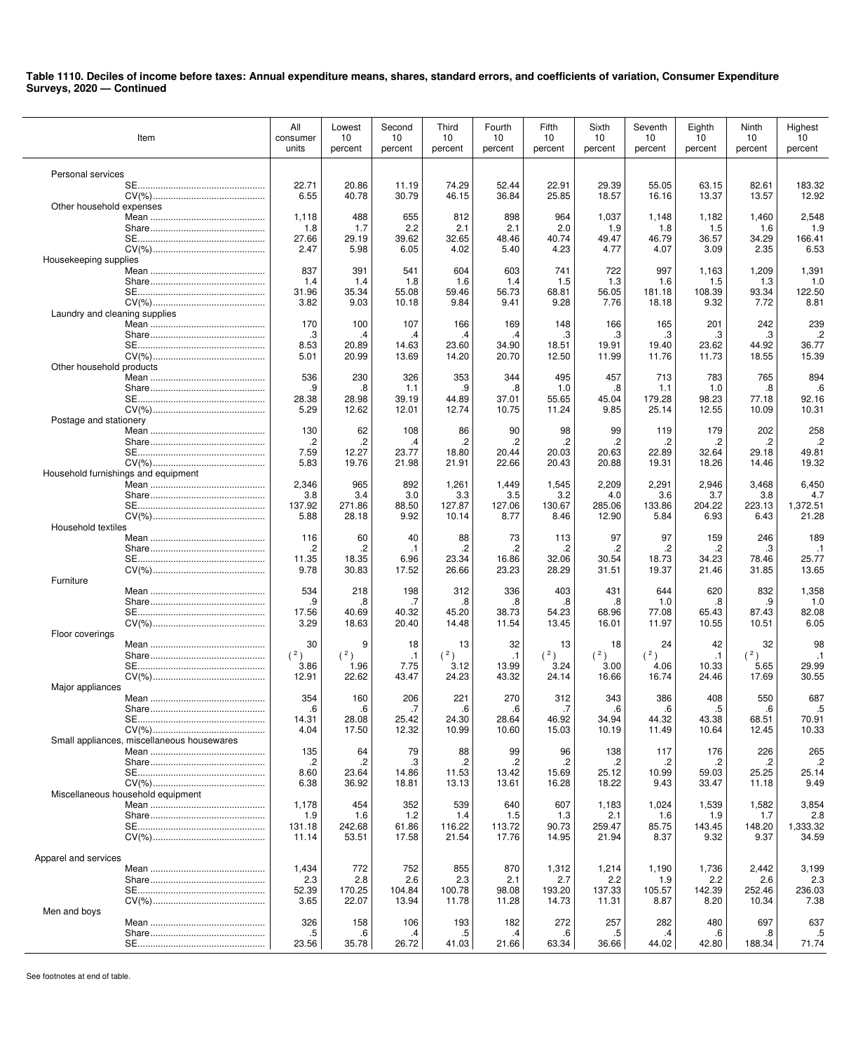**Table 1110. Deciles of income before taxes: Annual expenditure means, shares, standard errors, and coefficients of variation, Consumer Expenditure Surveys, 2020 — Continued**

| Item | All consumer units | Lowest 10 percent | Second 10 percent | Third 10 percent | Fourth 10 percent | Fifth 10 percent | Sixth 10 percent | Seventh 10 percent | Eighth 10 percent | Ninth 10 percent | Highest 10 percent |
|---|---|---|---|---|---|---|---|---|---|---|---|
| Personal services | | | | | | | | | | | |
| SE | 22.71 | 20.86 | 11.19 | 74.29 | 52.44 | 22.91 | 29.39 | 55.05 | 63.15 | 82.61 | 183.32 |
| CV(%) | 6.55 | 40.78 | 30.79 | 46.15 | 36.84 | 25.85 | 18.57 | 16.16 | 13.37 | 13.57 | 12.92 |
| Other household expenses | | | | | | | | | | | |
| Mean | 1,118 | 488 | 655 | 812 | 898 | 964 | 1,037 | 1,148 | 1,182 | 1,460 | 2,548 |
| Share | 1.8 | 1.7 | 2.2 | 2.1 | 2.1 | 2.0 | 1.9 | 1.8 | 1.5 | 1.6 | 1.9 |
| SE | 27.66 | 29.19 | 39.62 | 32.65 | 48.46 | 40.74 | 49.47 | 46.79 | 36.57 | 34.29 | 166.41 |
| CV(%) | 2.47 | 5.98 | 6.05 | 4.02 | 5.40 | 4.23 | 4.77 | 4.07 | 3.09 | 2.35 | 6.53 |
| Housekeeping supplies | | | | | | | | | | | |
| Mean | 837 | 391 | 541 | 604 | 603 | 741 | 722 | 997 | 1,163 | 1,209 | 1,391 |
| Share | 1.4 | 1.4 | 1.8 | 1.6 | 1.4 | 1.5 | 1.3 | 1.6 | 1.5 | 1.3 | 1.0 |
| SE | 31.96 | 35.34 | 55.08 | 59.46 | 56.73 | 68.81 | 56.05 | 181.18 | 108.39 | 93.34 | 122.50 |
| CV(%) | 3.82 | 9.03 | 10.18 | 9.84 | 9.41 | 9.28 | 7.76 | 18.18 | 9.32 | 7.72 | 8.81 |
| Laundry and cleaning supplies | | | | | | | | | | | |
| Mean | 170 | 100 | 107 | 166 | 169 | 148 | 166 | 165 | 201 | 242 | 239 |
| Share | .3 | .4 | .4 | .4 | .4 | .3 | .3 | .3 | .3 | .3 | .2 |
| SE | 8.53 | 20.89 | 14.63 | 23.60 | 34.90 | 18.51 | 19.91 | 19.40 | 23.62 | 44.92 | 36.77 |
| CV(%) | 5.01 | 20.99 | 13.69 | 14.20 | 20.70 | 12.50 | 11.99 | 11.76 | 11.73 | 18.55 | 15.39 |
| Other household products | | | | | | | | | | | |
| Mean | 536 | 230 | 326 | 353 | 344 | 495 | 457 | 713 | 783 | 765 | 894 |
| Share | .9 | .8 | 1.1 | .9 | .8 | 1.0 | .8 | 1.1 | 1.0 | .8 | .6 |
| SE | 28.38 | 28.98 | 39.19 | 44.89 | 37.01 | 55.65 | 45.04 | 179.28 | 98.23 | 77.18 | 92.16 |
| CV(%) | 5.29 | 12.62 | 12.01 | 12.74 | 10.75 | 11.24 | 9.85 | 25.14 | 12.55 | 10.09 | 10.31 |
| Postage and stationery | | | | | | | | | | | |
| Mean | 130 | 62 | 108 | 86 | 90 | 98 | 99 | 119 | 179 | 202 | 258 |
| Share | .2 | .2 | .4 | .2 | .2 | .2 | .2 | .2 | .2 | .2 | .2 |
| SE | 7.59 | 12.27 | 23.77 | 18.80 | 20.44 | 20.03 | 20.63 | 22.89 | 32.64 | 29.18 | 49.81 |
| CV(%) | 5.83 | 19.76 | 21.98 | 21.91 | 22.66 | 20.43 | 20.88 | 19.31 | 18.26 | 14.46 | 19.32 |
| Household furnishings and equipment | | | | | | | | | | | |
| Mean | 2,346 | 965 | 892 | 1,261 | 1,449 | 1,545 | 2,209 | 2,291 | 2,946 | 3,468 | 6,450 |
| Share | 3.8 | 3.4 | 3.0 | 3.3 | 3.5 | 3.2 | 4.0 | 3.6 | 3.7 | 3.8 | 4.7 |
| SE | 137.92 | 271.86 | 88.50 | 127.87 | 127.06 | 130.67 | 285.06 | 133.86 | 204.22 | 223.13 | 1,372.51 |
| CV(%) | 5.88 | 28.18 | 9.92 | 10.14 | 8.77 | 8.46 | 12.90 | 5.84 | 6.93 | 6.43 | 21.28 |
| Household textiles | | | | | | | | | | | |
| Mean | 116 | 60 | 40 | 88 | 73 | 113 | 97 | 97 | 159 | 246 | 189 |
| Share | .2 | .2 | .1 | .2 | .2 | .2 | .2 | .2 | .2 | .3 | .1 |
| SE | 11.35 | 18.35 | 6.96 | 23.34 | 16.86 | 32.06 | 30.54 | 18.73 | 34.23 | 78.46 | 25.77 |
| CV(%) | 9.78 | 30.83 | 17.52 | 26.66 | 23.23 | 28.29 | 31.51 | 19.37 | 21.46 | 31.85 | 13.65 |
| Furniture | | | | | | | | | | | |
| Mean | 534 | 218 | 198 | 312 | 336 | 403 | 431 | 644 | 620 | 832 | 1,358 |
| Share | .9 | .8 | .7 | .8 | .8 | .8 | .8 | 1.0 | .8 | .9 | 1.0 |
| SE | 17.56 | 40.69 | 40.32 | 45.20 | 38.73 | 54.23 | 68.96 | 77.08 | 65.43 | 87.43 | 82.08 |
| CV(%) | 3.29 | 18.63 | 20.40 | 14.48 | 11.54 | 13.45 | 16.01 | 11.97 | 10.55 | 10.51 | 6.05 |
| Floor coverings | | | | | | | | | | | |
| Mean | 30 | 9 | 18 | 13 | 32 | 13 | 18 | 24 | 42 | 32 | 98 |
| Share | (2) | (2) | .1 | (2) | .1 | (2) | (2) | (2) | .1 | (2) | .1 |
| SE | 3.86 | 1.96 | 7.75 | 3.12 | 13.99 | 3.24 | 3.00 | 4.06 | 10.33 | 5.65 | 29.99 |
| CV(%) | 12.91 | 22.62 | 43.47 | 24.23 | 43.32 | 24.14 | 16.66 | 16.74 | 24.46 | 17.69 | 30.55 |
| Major appliances | | | | | | | | | | | |
| Mean | 354 | 160 | 206 | 221 | 270 | 312 | 343 | 386 | 408 | 550 | 687 |
| Share | .6 | .6 | .7 | .6 | .6 | .7 | .6 | .6 | .5 | .6 | .5 |
| SE | 14.31 | 28.08 | 25.42 | 24.30 | 28.64 | 46.92 | 34.94 | 44.32 | 43.38 | 68.51 | 70.91 |
| CV(%) | 4.04 | 17.50 | 12.32 | 10.99 | 10.60 | 15.03 | 10.19 | 11.49 | 10.64 | 12.45 | 10.33 |
| Small appliances, miscellaneous housewares | | | | | | | | | | | |
| Mean | 135 | 64 | 79 | 88 | 99 | 96 | 138 | 117 | 176 | 226 | 265 |
| Share | .2 | .2 | .3 | .2 | .2 | .2 | .2 | .2 | .2 | .2 | .2 |
| SE | 8.60 | 23.64 | 14.86 | 11.53 | 13.42 | 15.69 | 25.12 | 10.99 | 59.03 | 25.25 | 25.14 |
| CV(%) | 6.38 | 36.92 | 18.81 | 13.13 | 13.61 | 16.28 | 18.22 | 9.43 | 33.47 | 11.18 | 9.49 |
| Miscellaneous household equipment | | | | | | | | | | | |
| Mean | 1,178 | 454 | 352 | 539 | 640 | 607 | 1,183 | 1,024 | 1,539 | 1,582 | 3,854 |
| Share | 1.9 | 1.6 | 1.2 | 1.4 | 1.5 | 1.3 | 2.1 | 1.6 | 1.9 | 1.7 | 2.8 |
| SE | 131.18 | 242.68 | 61.86 | 116.22 | 113.72 | 90.73 | 259.47 | 85.75 | 143.45 | 148.20 | 1,333.32 |
| CV(%) | 11.14 | 53.51 | 17.58 | 21.54 | 17.76 | 14.95 | 21.94 | 8.37 | 9.32 | 9.37 | 34.59 |
| Apparel and services | | | | | | | | | | | |
| Mean | 1,434 | 772 | 752 | 855 | 870 | 1,312 | 1,214 | 1,190 | 1,736 | 2,442 | 3,199 |
| Share | 2.3 | 2.8 | 2.6 | 2.3 | 2.1 | 2.7 | 2.2 | 1.9 | 2.2 | 2.6 | 2.3 |
| SE | 52.39 | 170.25 | 104.84 | 100.78 | 98.08 | 193.20 | 137.33 | 105.57 | 142.39 | 252.46 | 236.03 |
| CV(%) | 3.65 | 22.07 | 13.94 | 11.78 | 11.28 | 14.73 | 11.31 | 8.87 | 8.20 | 10.34 | 7.38 |
| Men and boys | | | | | | | | | | | |
| Mean | 326 | 158 | 106 | 193 | 182 | 272 | 257 | 282 | 480 | 697 | 637 |
| Share | .5 | .6 | .4 | .5 | .4 | .6 | .5 | .4 | .6 | .8 | .5 |
| SE | 23.56 | 35.78 | 26.72 | 41.03 | 21.66 | 63.34 | 36.66 | 44.02 | 42.80 | 188.34 | 71.74 |

See footnotes at end of table.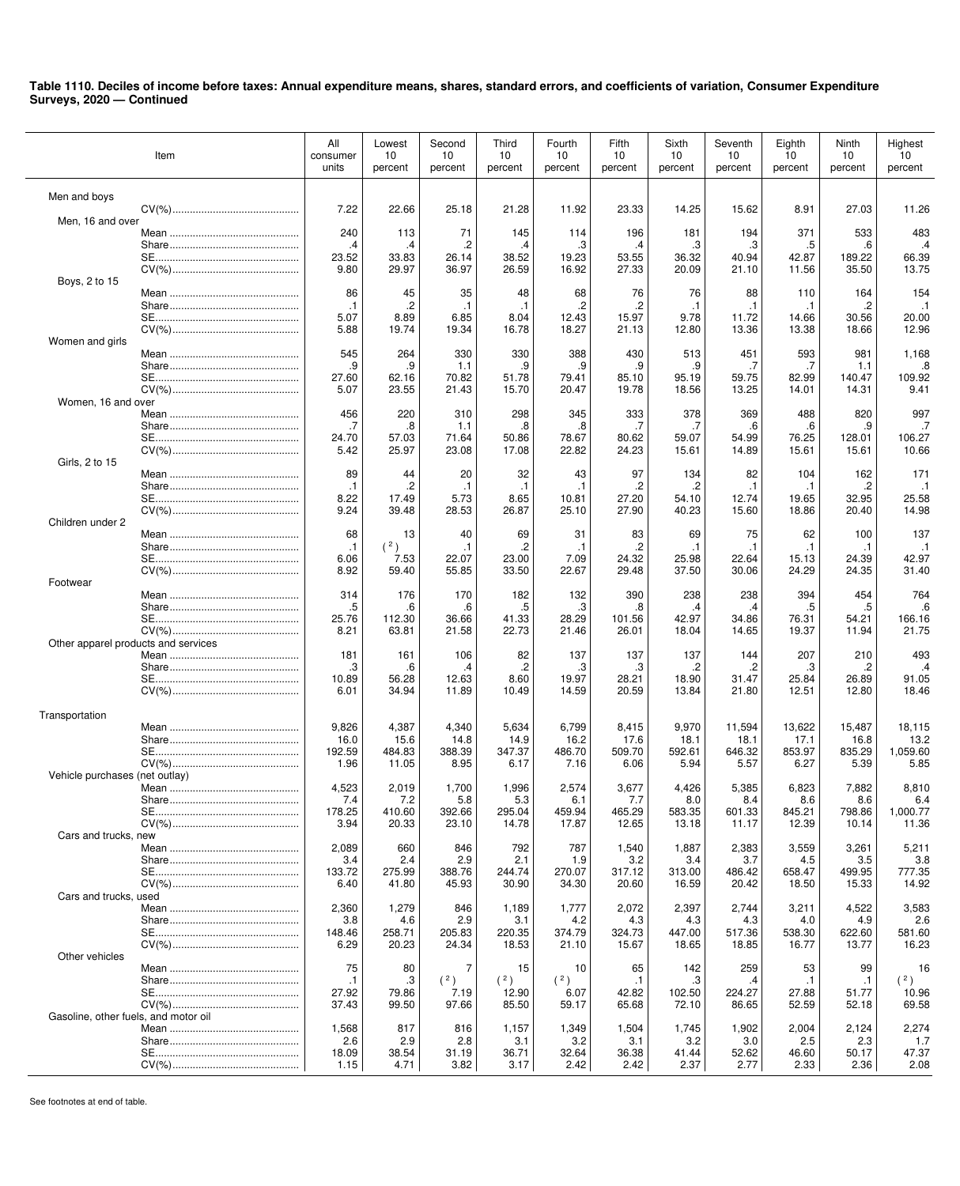**Table 1110. Deciles of income before taxes: Annual expenditure means, shares, standard errors, and coefficients of variation, Consumer Expenditure Surveys, 2020 — Continued**

| Item | All consumer units | Lowest 10 percent | Second 10 percent | Third 10 percent | Fourth 10 percent | Fifth 10 percent | Sixth 10 percent | Seventh 10 percent | Eighth 10 percent | Ninth 10 percent | Highest 10 percent |
|---|---|---|---|---|---|---|---|---|---|---|---|
| Men and boys | | | | | | | | | | | |
| CV(%) | 7.22 | 22.66 | 25.18 | 21.28 | 11.92 | 23.33 | 14.25 | 15.62 | 8.91 | 27.03 | 11.26 |
| Men, 16 and over | | | | | | | | | | | |
| Mean | 240 | 113 | 71 | 145 | 114 | 196 | 181 | 194 | 371 | 533 | 483 |
| Share | .4 | .4 | .2 | .4 | .3 | .4 | .3 | .3 | .5 | .6 | .4 |
| SE | 23.52 | 33.83 | 26.14 | 38.52 | 19.23 | 53.55 | 36.32 | 40.94 | 42.87 | 189.22 | 66.39 |
| CV(%) | 9.80 | 29.97 | 36.97 | 26.59 | 16.92 | 27.33 | 20.09 | 21.10 | 11.56 | 35.50 | 13.75 |
| Boys, 2 to 15 | | | | | | | | | | | |
| Mean | 86 | 45 | 35 | 48 | 68 | 76 | 76 | 88 | 110 | 164 | 154 |
| Share | .1 | .2 | .1 | .1 | .2 | .2 | .1 | .1 | .1 | .2 | .1 |
| SE | 5.07 | 8.89 | 6.85 | 8.04 | 12.43 | 15.97 | 9.78 | 11.72 | 14.66 | 30.56 | 20.00 |
| CV(%) | 5.88 | 19.74 | 19.34 | 16.78 | 18.27 | 21.13 | 12.80 | 13.36 | 13.38 | 18.66 | 12.96 |
| Women and girls | | | | | | | | | | | |
| Mean | 545 | 264 | 330 | 330 | 388 | 430 | 513 | 451 | 593 | 981 | 1,168 |
| Share | .9 | .9 | 1.1 | .9 | .9 | .9 | .9 | .7 | .7 | 1.1 | .8 |
| SE | 27.60 | 62.16 | 70.82 | 51.78 | 79.41 | 85.10 | 95.19 | 59.75 | 82.99 | 140.47 | 109.92 |
| CV(%) | 5.07 | 23.55 | 21.43 | 15.70 | 20.47 | 19.78 | 18.56 | 13.25 | 14.01 | 14.31 | 9.41 |
| Women, 16 and over | | | | | | | | | | | |
| Mean | 456 | 220 | 310 | 298 | 345 | 333 | 378 | 369 | 488 | 820 | 997 |
| Share | .7 | .8 | 1.1 | .8 | .8 | .7 | .7 | .6 | .6 | .9 | .7 |
| SE | 24.70 | 57.03 | 71.64 | 50.86 | 78.67 | 80.62 | 59.07 | 54.99 | 76.25 | 128.01 | 106.27 |
| CV(%) | 5.42 | 25.97 | 23.08 | 17.08 | 22.82 | 24.23 | 15.61 | 14.89 | 15.61 | 15.61 | 10.66 |
| Girls, 2 to 15 | | | | | | | | | | | |
| Mean | 89 | 44 | 20 | 32 | 43 | 97 | 134 | 82 | 104 | 162 | 171 |
| Share | .1 | .2 | .1 | .1 | .1 | .2 | .2 | .1 | .1 | .2 | .1 |
| SE | 8.22 | 17.49 | 5.73 | 8.65 | 10.81 | 27.20 | 54.10 | 12.74 | 19.65 | 32.95 | 25.58 |
| CV(%) | 9.24 | 39.48 | 28.53 | 26.87 | 25.10 | 27.90 | 40.23 | 15.60 | 18.86 | 20.40 | 14.98 |
| Children under 2 | | | | | | | | | | | |
| Mean | 68 | 13 | 40 | 69 | 31 | 83 | 69 | 75 | 62 | 100 | 137 |
| Share | .1 | (2) | .1 | .2 | .1 | .2 | .1 | .1 | .1 | .1 | .1 |
| SE | 6.06 | 7.53 | 22.07 | 23.00 | 7.09 | 24.32 | 25.98 | 22.64 | 15.13 | 24.39 | 42.97 |
| CV(%) | 8.92 | 59.40 | 55.85 | 33.50 | 22.67 | 29.48 | 37.50 | 30.06 | 24.29 | 24.35 | 31.40 |
| Footwear | | | | | | | | | | | |
| Mean | 314 | 176 | 170 | 182 | 132 | 390 | 238 | 238 | 394 | 454 | 764 |
| Share | .5 | .6 | .6 | .5 | .3 | .8 | .4 | .4 | .5 | .5 | .6 |
| SE | 25.76 | 112.30 | 36.66 | 41.33 | 28.29 | 101.56 | 42.97 | 34.86 | 76.31 | 54.21 | 166.16 |
| CV(%) | 8.21 | 63.81 | 21.58 | 22.73 | 21.46 | 26.01 | 18.04 | 14.65 | 19.37 | 11.94 | 21.75 |
| Other apparel products and services | | | | | | | | | | | |
| Mean | 181 | 161 | 106 | 82 | 137 | 137 | 137 | 144 | 207 | 210 | 493 |
| Share | .3 | .6 | .4 | .2 | .3 | .3 | .2 | .2 | .3 | .2 | .4 |
| SE | 10.89 | 56.28 | 12.63 | 8.60 | 19.97 | 28.21 | 18.90 | 31.47 | 25.84 | 26.89 | 91.05 |
| CV(%) | 6.01 | 34.94 | 11.89 | 10.49 | 14.59 | 20.59 | 13.84 | 21.80 | 12.51 | 12.80 | 18.46 |
| Transportation | | | | | | | | | | | |
| Mean | 9,826 | 4,387 | 4,340 | 5,634 | 6,799 | 8,415 | 9,970 | 11,594 | 13,622 | 15,487 | 18,115 |
| Share | 16.0 | 15.6 | 14.8 | 14.9 | 16.2 | 17.6 | 18.1 | 18.1 | 17.1 | 16.8 | 13.2 |
| SE | 192.59 | 484.83 | 388.39 | 347.37 | 486.70 | 509.70 | 592.61 | 646.32 | 853.97 | 835.29 | 1,059.60 |
| CV(%) | 1.96 | 11.05 | 8.95 | 6.17 | 7.16 | 6.06 | 5.94 | 5.57 | 6.27 | 5.39 | 5.85 |
| Vehicle purchases (net outlay) | | | | | | | | | | | |
| Mean | 4,523 | 2,019 | 1,700 | 1,996 | 2,574 | 3,677 | 4,426 | 5,385 | 6,823 | 7,882 | 8,810 |
| Share | 7.4 | 7.2 | 5.8 | 5.3 | 6.1 | 7.7 | 8.0 | 8.4 | 8.6 | 8.6 | 6.4 |
| SE | 178.25 | 410.60 | 392.66 | 295.04 | 459.94 | 465.29 | 583.35 | 601.33 | 845.21 | 798.86 | 1,000.77 |
| CV(%) | 3.94 | 20.33 | 23.10 | 14.78 | 17.87 | 12.65 | 13.18 | 11.17 | 12.39 | 10.14 | 11.36 |
| Cars and trucks, new | | | | | | | | | | | |
| Mean | 2,089 | 660 | 846 | 792 | 787 | 1,540 | 1,887 | 2,383 | 3,559 | 3,261 | 5,211 |
| Share | 3.4 | 2.4 | 2.9 | 2.1 | 1.9 | 3.2 | 3.4 | 3.7 | 4.5 | 3.5 | 3.8 |
| SE | 133.72 | 275.99 | 388.76 | 244.74 | 270.07 | 317.12 | 313.00 | 486.42 | 658.47 | 499.95 | 777.35 |
| CV(%) | 6.40 | 41.80 | 45.93 | 30.90 | 34.30 | 20.60 | 16.59 | 20.42 | 18.50 | 15.33 | 14.92 |
| Cars and trucks, used | | | | | | | | | | | |
| Mean | 2,360 | 1,279 | 846 | 1,189 | 1,777 | 2,072 | 2,397 | 2,744 | 3,211 | 4,522 | 3,583 |
| Share | 3.8 | 4.6 | 2.9 | 3.1 | 4.2 | 4.3 | 4.3 | 4.3 | 4.0 | 4.9 | 2.6 |
| SE | 148.46 | 258.71 | 205.83 | 220.35 | 374.79 | 324.73 | 447.00 | 517.36 | 538.30 | 622.60 | 581.60 |
| CV(%) | 6.29 | 20.23 | 24.34 | 18.53 | 21.10 | 15.67 | 18.65 | 18.85 | 16.77 | 13.77 | 16.23 |
| Other vehicles | | | | | | | | | | | |
| Mean | 75 | 80 | 7 | 15 | 10 | 65 | 142 | 259 | 53 | 99 | 16 |
| Share | .1 | .3 | (2) | (2) | (2) | .1 | .3 | .4 | .1 | .1 | (2) |
| SE | 27.92 | 79.86 | 7.19 | 12.90 | 6.07 | 42.82 | 102.50 | 224.27 | 27.88 | 51.77 | 10.96 |
| CV(%) | 37.43 | 99.50 | 97.66 | 85.50 | 59.17 | 65.68 | 72.10 | 86.65 | 52.59 | 52.18 | 69.58 |
| Gasoline, other fuels, and motor oil | | | | | | | | | | | |
| Mean | 1,568 | 817 | 816 | 1,157 | 1,349 | 1,504 | 1,745 | 1,902 | 2,004 | 2,124 | 2,274 |
| Share | 2.6 | 2.9 | 2.8 | 3.1 | 3.2 | 3.1 | 3.2 | 3.0 | 2.5 | 2.3 | 1.7 |
| SE | 18.09 | 38.54 | 31.19 | 36.71 | 32.64 | 36.38 | 41.44 | 52.62 | 46.60 | 50.17 | 47.37 |
| CV(%) | 1.15 | 4.71 | 3.82 | 3.17 | 2.42 | 2.42 | 2.37 | 2.77 | 2.33 | 2.36 | 2.08 |

See footnotes at end of table.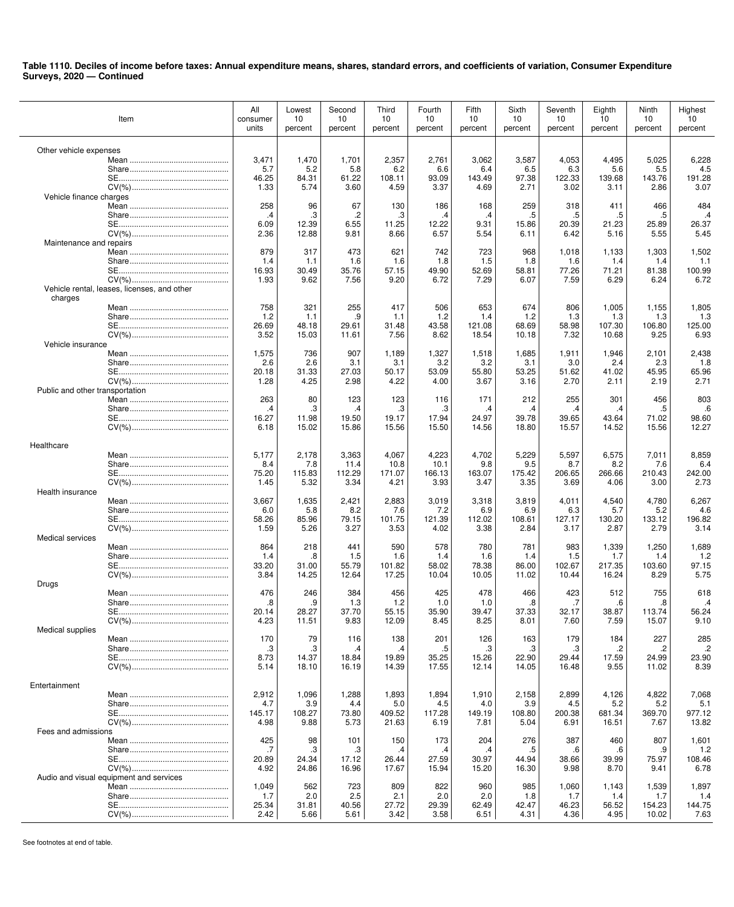**Table 1110. Deciles of income before taxes: Annual expenditure means, shares, standard errors, and coefficients of variation, Consumer Expenditure Surveys, 2020 — Continued**

| Item | All consumer units | Lowest 10 percent | Second 10 percent | Third 10 percent | Fourth 10 percent | Fifth 10 percent | Sixth 10 percent | Seventh 10 percent | Eighth 10 percent | Ninth 10 percent | Highest 10 percent |
|---|---|---|---|---|---|---|---|---|---|---|---|
| Other vehicle expenses | | | | | | | | | | | |
| Mean | 3,471 | 1,470 | 1,701 | 2,357 | 2,761 | 3,062 | 3,587 | 4,053 | 4,495 | 5,025 | 6,228 |
| Share | 5.7 | 5.2 | 5.8 | 6.2 | 6.6 | 6.4 | 6.5 | 6.3 | 5.6 | 5.5 | 4.5 |
| SE | 46.25 | 84.31 | 61.22 | 108.11 | 93.09 | 143.49 | 97.38 | 122.33 | 139.68 | 143.76 | 191.28 |
| CV(%) | 1.33 | 5.74 | 3.60 | 4.59 | 3.37 | 4.69 | 2.71 | 3.02 | 3.11 | 2.86 | 3.07 |
| Vehicle finance charges | | | | | | | | | | | |
| Mean | 258 | 96 | 67 | 130 | 186 | 168 | 259 | 318 | 411 | 466 | 484 |
| Share | .4 | .3 | .2 | .3 | .4 | .4 | .5 | .5 | .5 | .5 | .4 |
| SE | 6.09 | 12.39 | 6.55 | 11.25 | 12.22 | 9.31 | 15.86 | 20.39 | 21.23 | 25.89 | 26.37 |
| CV(%) | 2.36 | 12.88 | 9.81 | 8.66 | 6.57 | 5.54 | 6.11 | 6.42 | 5.16 | 5.55 | 5.45 |
| Maintenance and repairs | | | | | | | | | | | |
| Mean | 879 | 317 | 473 | 621 | 742 | 723 | 968 | 1,018 | 1,133 | 1,303 | 1,502 |
| Share | 1.4 | 1.1 | 1.6 | 1.6 | 1.8 | 1.5 | 1.8 | 1.6 | 1.4 | 1.4 | 1.1 |
| SE | 16.93 | 30.49 | 35.76 | 57.15 | 49.90 | 52.69 | 58.81 | 77.26 | 71.21 | 81.38 | 100.99 |
| CV(%) | 1.93 | 9.62 | 7.56 | 9.20 | 6.72 | 7.29 | 6.07 | 7.59 | 6.29 | 6.24 | 6.72 |
| Vehicle rental, leases, licenses, and other charges | | | | | | | | | | | |
| Mean | 758 | 321 | 255 | 417 | 506 | 653 | 674 | 806 | 1,005 | 1,155 | 1,805 |
| Share | 1.2 | 1.1 | .9 | 1.1 | 1.2 | 1.4 | 1.2 | 1.3 | 1.3 | 1.3 | 1.3 |
| SE | 26.69 | 48.18 | 29.61 | 31.48 | 43.58 | 121.08 | 68.69 | 58.98 | 107.30 | 106.80 | 125.00 |
| CV(%) | 3.52 | 15.03 | 11.61 | 7.56 | 8.62 | 18.54 | 10.18 | 7.32 | 10.68 | 9.25 | 6.93 |
| Vehicle insurance | | | | | | | | | | | |
| Mean | 1,575 | 736 | 907 | 1,189 | 1,327 | 1,518 | 1,685 | 1,911 | 1,946 | 2,101 | 2,438 |
| Share | 2.6 | 2.6 | 3.1 | 3.1 | 3.2 | 3.2 | 3.1 | 3.0 | 2.4 | 2.3 | 1.8 |
| SE | 20.18 | 31.33 | 27.03 | 50.17 | 53.09 | 55.80 | 53.25 | 51.62 | 41.02 | 45.95 | 65.96 |
| CV(%) | 1.28 | 4.25 | 2.98 | 4.22 | 4.00 | 3.67 | 3.16 | 2.70 | 2.11 | 2.19 | 2.71 |
| Public and other transportation | | | | | | | | | | | |
| Mean | 263 | 80 | 123 | 123 | 116 | 171 | 212 | 255 | 301 | 456 | 803 |
| Share | .4 | .3 | .4 | .3 | .3 | .4 | .4 | .4 | .4 | .5 | .6 |
| SE | 16.27 | 11.98 | 19.50 | 19.17 | 17.94 | 24.97 | 39.78 | 39.65 | 43.64 | 71.02 | 98.60 |
| CV(%) | 6.18 | 15.02 | 15.86 | 15.56 | 15.50 | 14.56 | 18.80 | 15.57 | 14.52 | 15.56 | 12.27 |
| Healthcare | | | | | | | | | | | |
| Mean | 5,177 | 2,178 | 3,363 | 4,067 | 4,223 | 4,702 | 5,229 | 5,597 | 6,575 | 7,011 | 8,859 |
| Share | 8.4 | 7.8 | 11.4 | 10.8 | 10.1 | 9.8 | 9.5 | 8.7 | 8.2 | 7.6 | 6.4 |
| SE | 75.20 | 115.83 | 112.29 | 171.07 | 166.13 | 163.07 | 175.42 | 206.65 | 266.66 | 210.43 | 242.00 |
| CV(%) | 1.45 | 5.32 | 3.34 | 4.21 | 3.93 | 3.47 | 3.35 | 3.69 | 4.06 | 3.00 | 2.73 |
| Health insurance | | | | | | | | | | | |
| Mean | 3,667 | 1,635 | 2,421 | 2,883 | 3,019 | 3,318 | 3,819 | 4,011 | 4,540 | 4,780 | 6,267 |
| Share | 6.0 | 5.8 | 8.2 | 7.6 | 7.2 | 6.9 | 6.9 | 6.3 | 5.7 | 5.2 | 4.6 |
| SE | 58.26 | 85.96 | 79.15 | 101.75 | 121.39 | 112.02 | 108.61 | 127.17 | 130.20 | 133.12 | 196.82 |
| CV(%) | 1.59 | 5.26 | 3.27 | 3.53 | 4.02 | 3.38 | 2.84 | 3.17 | 2.87 | 2.79 | 3.14 |
| Medical services | | | | | | | | | | | |
| Mean | 864 | 218 | 441 | 590 | 578 | 780 | 781 | 983 | 1,339 | 1,250 | 1,689 |
| Share | 1.4 | .8 | 1.5 | 1.6 | 1.4 | 1.6 | 1.4 | 1.5 | 1.7 | 1.4 | 1.2 |
| SE | 33.20 | 31.00 | 55.79 | 101.82 | 58.02 | 78.38 | 86.00 | 102.67 | 217.35 | 103.60 | 97.15 |
| CV(%) | 3.84 | 14.25 | 12.64 | 17.25 | 10.04 | 10.05 | 11.02 | 10.44 | 16.24 | 8.29 | 5.75 |
| Drugs | | | | | | | | | | | |
| Mean | 476 | 246 | 384 | 456 | 425 | 478 | 466 | 423 | 512 | 755 | 618 |
| Share | .8 | .9 | 1.3 | 1.2 | 1.0 | 1.0 | .8 | .7 | .6 | .8 | .4 |
| SE | 20.14 | 28.27 | 37.70 | 55.15 | 35.90 | 39.47 | 37.33 | 32.17 | 38.87 | 113.74 | 56.24 |
| CV(%) | 4.23 | 11.51 | 9.83 | 12.09 | 8.45 | 8.25 | 8.01 | 7.60 | 7.59 | 15.07 | 9.10 |
| Medical supplies | | | | | | | | | | | |
| Mean | 170 | 79 | 116 | 138 | 201 | 126 | 163 | 179 | 184 | 227 | 285 |
| Share | .3 | .3 | .4 | .4 | .5 | .3 | .3 | .3 | .2 | .2 | .2 |
| SE | 8.73 | 14.37 | 18.84 | 19.89 | 35.25 | 15.26 | 22.90 | 29.44 | 17.59 | 24.99 | 23.90 |
| CV(%) | 5.14 | 18.10 | 16.19 | 14.39 | 17.55 | 12.14 | 14.05 | 16.48 | 9.55 | 11.02 | 8.39 |
| Entertainment | | | | | | | | | | | |
| Mean | 2,912 | 1,096 | 1,288 | 1,893 | 1,894 | 1,910 | 2,158 | 2,899 | 4,126 | 4,822 | 7,068 |
| Share | 4.7 | 3.9 | 4.4 | 5.0 | 4.5 | 4.0 | 3.9 | 4.5 | 5.2 | 5.2 | 5.1 |
| SE | 145.17 | 108.27 | 73.80 | 409.52 | 117.28 | 149.19 | 108.80 | 200.38 | 681.34 | 369.70 | 977.12 |
| CV(%) | 4.98 | 9.88 | 5.73 | 21.63 | 6.19 | 7.81 | 5.04 | 6.91 | 16.51 | 7.67 | 13.82 |
| Fees and admissions | | | | | | | | | | | |
| Mean | 425 | 98 | 101 | 150 | 173 | 204 | 276 | 387 | 460 | 807 | 1,601 |
| Share | .7 | .3 | .3 | .4 | .4 | .4 | .5 | .6 | .6 | .9 | 1.2 |
| SE | 20.89 | 24.34 | 17.12 | 26.44 | 27.59 | 30.97 | 44.94 | 38.66 | 39.99 | 75.97 | 108.46 |
| CV(%) | 4.92 | 24.86 | 16.96 | 17.67 | 15.94 | 15.20 | 16.30 | 9.98 | 8.70 | 9.41 | 6.78 |
| Audio and visual equipment and services | | | | | | | | | | | |
| Mean | 1,049 | 562 | 723 | 809 | 822 | 960 | 985 | 1,060 | 1,143 | 1,539 | 1,897 |
| Share | 1.7 | 2.0 | 2.5 | 2.1 | 2.0 | 2.0 | 1.8 | 1.7 | 1.4 | 1.7 | 1.4 |
| SE | 25.34 | 31.81 | 40.56 | 27.72 | 29.39 | 62.49 | 42.47 | 46.23 | 56.52 | 154.23 | 144.75 |
| CV(%) | 2.42 | 5.66 | 5.61 | 3.42 | 3.58 | 6.51 | 4.31 | 4.36 | 4.95 | 10.02 | 7.63 |

See footnotes at end of table.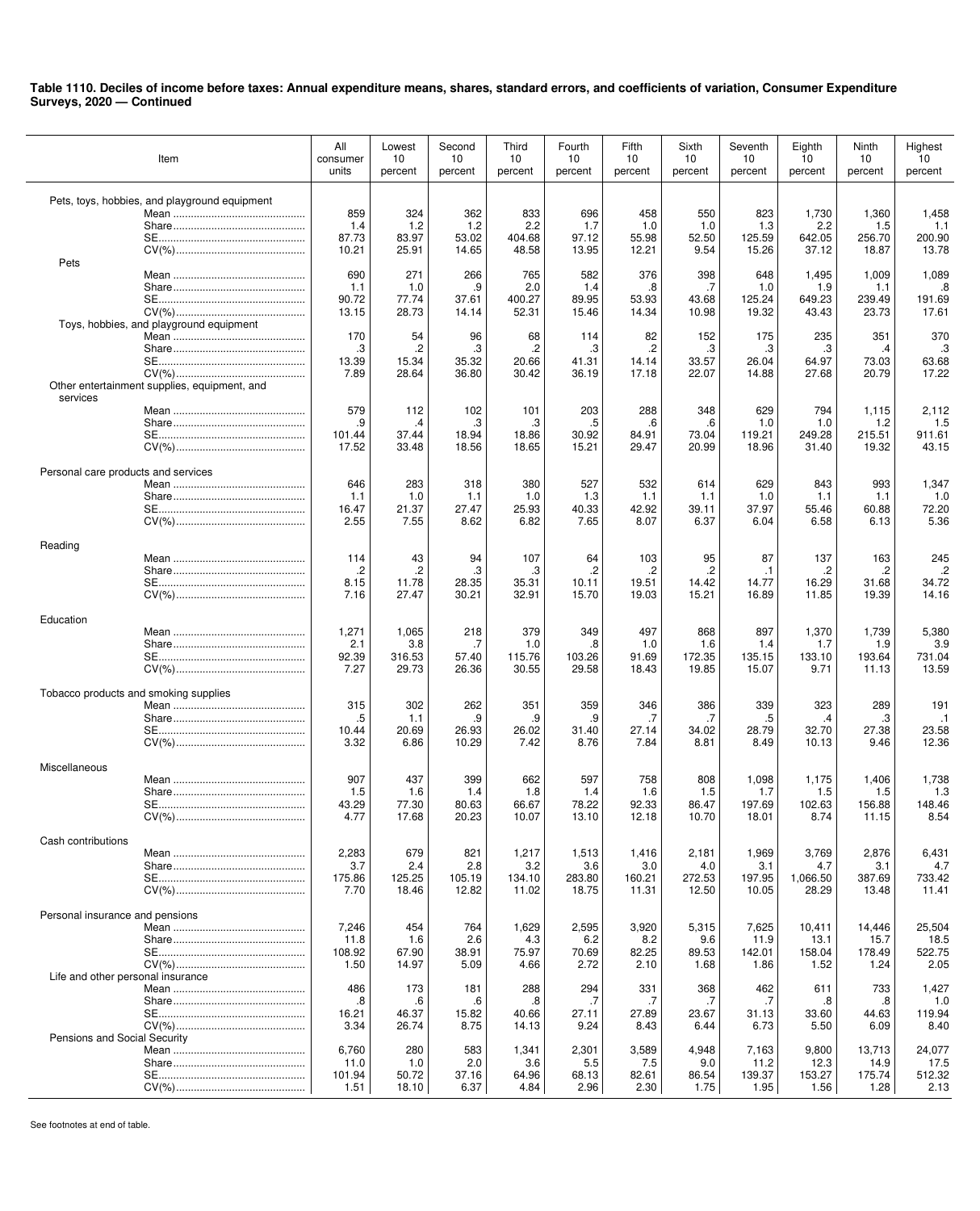**Table 1110. Deciles of income before taxes: Annual expenditure means, shares, standard errors, and coefficients of variation, Consumer Expenditure Surveys, 2020 — Continued**

| Item | All consumer units | Lowest 10 percent | Second 10 percent | Third 10 percent | Fourth 10 percent | Fifth 10 percent | Sixth 10 percent | Seventh 10 percent | Eighth 10 percent | Ninth 10 percent | Highest 10 percent |
|---|---|---|---|---|---|---|---|---|---|---|---|
| Pets, toys, hobbies, and playground equipment | | | | | | | | | | | |
| Mean | 859 | 324 | 362 | 833 | 696 | 458 | 550 | 823 | 1,730 | 1,360 | 1,458 |
| Share | 1.4 | 1.2 | 1.2 | 2.2 | 1.7 | 1.0 | 1.0 | 1.3 | 2.2 | 1.5 | 1.1 |
| SE | 87.73 | 83.97 | 53.02 | 404.68 | 97.12 | 55.98 | 52.50 | 125.59 | 642.05 | 256.70 | 200.90 |
| CV(%) | 10.21 | 25.91 | 14.65 | 48.58 | 13.95 | 12.21 | 9.54 | 15.26 | 37.12 | 18.87 | 13.78 |
| Pets | | | | | | | | | | | |
| Mean | 690 | 271 | 266 | 765 | 582 | 376 | 398 | 648 | 1,495 | 1,009 | 1,089 |
| Share | 1.1 | 1.0 | .9 | 2.0 | 1.4 | .8 | .7 | 1.0 | 1.9 | 1.1 | .8 |
| SE | 90.72 | 77.74 | 37.61 | 400.27 | 89.95 | 53.93 | 43.68 | 125.24 | 649.23 | 239.49 | 191.69 |
| CV(%) | 13.15 | 28.73 | 14.14 | 52.31 | 15.46 | 14.34 | 10.98 | 19.32 | 43.43 | 23.73 | 17.61 |
| Toys, hobbies, and playground equipment | | | | | | | | | | | |
| Mean | 170 | 54 | 96 | 68 | 114 | 82 | 152 | 175 | 235 | 351 | 370 |
| Share | .3 | .2 | .3 | .2 | .3 | .2 | .3 | .3 | .3 | .4 | .3 |
| SE | 13.39 | 15.34 | 35.32 | 20.66 | 41.31 | 14.14 | 33.57 | 26.04 | 64.97 | 73.03 | 63.68 |
| CV(%) | 7.89 | 28.64 | 36.80 | 30.42 | 36.19 | 17.18 | 22.07 | 14.88 | 27.68 | 20.79 | 17.22 |
| Other entertainment supplies, equipment, and services | | | | | | | | | | | |
| Mean | 579 | 112 | 102 | 101 | 203 | 288 | 348 | 629 | 794 | 1,115 | 2,112 |
| Share | .9 | .4 | .3 | .3 | .5 | .6 | .6 | 1.0 | 1.0 | 1.2 | 1.5 |
| SE | 101.44 | 37.44 | 18.94 | 18.86 | 30.92 | 84.91 | 73.04 | 119.21 | 249.28 | 215.51 | 911.61 |
| CV(%) | 17.52 | 33.48 | 18.56 | 18.65 | 15.21 | 29.47 | 20.99 | 18.96 | 31.40 | 19.32 | 43.15 |
| Personal care products and services | | | | | | | | | | | |
| Mean | 646 | 283 | 318 | 380 | 527 | 532 | 614 | 629 | 843 | 993 | 1,347 |
| Share | 1.1 | 1.0 | 1.1 | 1.0 | 1.3 | 1.1 | 1.1 | 1.0 | 1.1 | 1.1 | 1.0 |
| SE | 16.47 | 21.37 | 27.47 | 25.93 | 40.33 | 42.92 | 39.11 | 37.97 | 55.46 | 60.88 | 72.20 |
| CV(%) | 2.55 | 7.55 | 8.62 | 6.82 | 7.65 | 8.07 | 6.37 | 6.04 | 6.58 | 6.13 | 5.36 |
| Reading | | | | | | | | | | | |
| Mean | 114 | 43 | 94 | 107 | 64 | 103 | 95 | 87 | 137 | 163 | 245 |
| Share | .2 | .2 | .3 | .3 | .2 | .2 | .2 | .1 | .2 | .2 | .2 |
| SE | 8.15 | 11.78 | 28.35 | 35.31 | 10.11 | 19.51 | 14.42 | 14.77 | 16.29 | 31.68 | 34.72 |
| CV(%) | 7.16 | 27.47 | 30.21 | 32.91 | 15.70 | 19.03 | 15.21 | 16.89 | 11.85 | 19.39 | 14.16 |
| Education | | | | | | | | | | | |
| Mean | 1,271 | 1,065 | 218 | 379 | 349 | 497 | 868 | 897 | 1,370 | 1,739 | 5,380 |
| Share | 2.1 | 3.8 | .7 | 1.0 | .8 | 1.0 | 1.6 | 1.4 | 1.7 | 1.9 | 3.9 |
| SE | 92.39 | 316.53 | 57.40 | 115.76 | 103.26 | 91.69 | 172.35 | 135.15 | 133.10 | 193.64 | 731.04 |
| CV(%) | 7.27 | 29.73 | 26.36 | 30.55 | 29.58 | 18.43 | 19.85 | 15.07 | 9.71 | 11.13 | 13.59 |
| Tobacco products and smoking supplies | | | | | | | | | | | |
| Mean | 315 | 302 | 262 | 351 | 359 | 346 | 386 | 339 | 323 | 289 | 191 |
| Share | .5 | 1.1 | .9 | .9 | .9 | .7 | .7 | .5 | .4 | .3 | .1 |
| SE | 10.44 | 20.69 | 26.93 | 26.02 | 31.40 | 27.14 | 34.02 | 28.79 | 32.70 | 27.38 | 23.58 |
| CV(%) | 3.32 | 6.86 | 10.29 | 7.42 | 8.76 | 7.84 | 8.81 | 8.49 | 10.13 | 9.46 | 12.36 |
| Miscellaneous | | | | | | | | | | | |
| Mean | 907 | 437 | 399 | 662 | 597 | 758 | 808 | 1,098 | 1,175 | 1,406 | 1,738 |
| Share | 1.5 | 1.6 | 1.4 | 1.8 | 1.4 | 1.6 | 1.5 | 1.7 | 1.5 | 1.5 | 1.3 |
| SE | 43.29 | 77.30 | 80.63 | 66.67 | 78.22 | 92.33 | 86.47 | 197.69 | 102.63 | 156.88 | 148.46 |
| CV(%) | 4.77 | 17.68 | 20.23 | 10.07 | 13.10 | 12.18 | 10.70 | 18.01 | 8.74 | 11.15 | 8.54 |
| Cash contributions | | | | | | | | | | | |
| Mean | 2,283 | 679 | 821 | 1,217 | 1,513 | 1,416 | 2,181 | 1,969 | 3,769 | 2,876 | 6,431 |
| Share | 3.7 | 2.4 | 2.8 | 3.2 | 3.6 | 3.0 | 4.0 | 3.1 | 4.7 | 3.1 | 4.7 |
| SE | 175.86 | 125.25 | 105.19 | 134.10 | 283.80 | 160.21 | 272.53 | 197.95 | 1,066.50 | 387.69 | 733.42 |
| CV(%) | 7.70 | 18.46 | 12.82 | 11.02 | 18.75 | 11.31 | 12.50 | 10.05 | 28.29 | 13.48 | 11.41 |
| Personal insurance and pensions | | | | | | | | | | | |
| Mean | 7,246 | 454 | 764 | 1,629 | 2,595 | 3,920 | 5,315 | 7,625 | 10,411 | 14,446 | 25,504 |
| Share | 11.8 | 1.6 | 2.6 | 4.3 | 6.2 | 8.2 | 9.6 | 11.9 | 13.1 | 15.7 | 18.5 |
| SE | 108.92 | 67.90 | 38.91 | 75.97 | 70.69 | 82.25 | 89.53 | 142.01 | 158.04 | 178.49 | 522.75 |
| CV(%) | 1.50 | 14.97 | 5.09 | 4.66 | 2.72 | 2.10 | 1.68 | 1.86 | 1.52 | 1.24 | 2.05 |
| Life and other personal insurance | | | | | | | | | | | |
| Mean | 486 | 173 | 181 | 288 | 294 | 331 | 368 | 462 | 611 | 733 | 1,427 |
| Share | .8 | .6 | .6 | .8 | .7 | .7 | .7 | .7 | .8 | .8 | 1.0 |
| SE | 16.21 | 46.37 | 15.82 | 40.66 | 27.11 | 27.89 | 23.67 | 31.13 | 33.60 | 44.63 | 119.94 |
| CV(%) | 3.34 | 26.74 | 8.75 | 14.13 | 9.24 | 8.43 | 6.44 | 6.73 | 5.50 | 6.09 | 8.40 |
| Pensions and Social Security | | | | | | | | | | | |
| Mean | 6,760 | 280 | 583 | 1,341 | 2,301 | 3,589 | 4,948 | 7,163 | 9,800 | 13,713 | 24,077 |
| Share | 11.0 | 1.0 | 2.0 | 3.6 | 5.5 | 7.5 | 9.0 | 11.2 | 12.3 | 14.9 | 17.5 |
| SE | 101.94 | 50.72 | 37.16 | 64.96 | 68.13 | 82.61 | 86.54 | 139.37 | 153.27 | 175.74 | 512.32 |
| CV(%) | 1.51 | 18.10 | 6.37 | 4.84 | 2.96 | 2.30 | 1.75 | 1.95 | 1.56 | 1.28 | 2.13 |

See footnotes at end of table.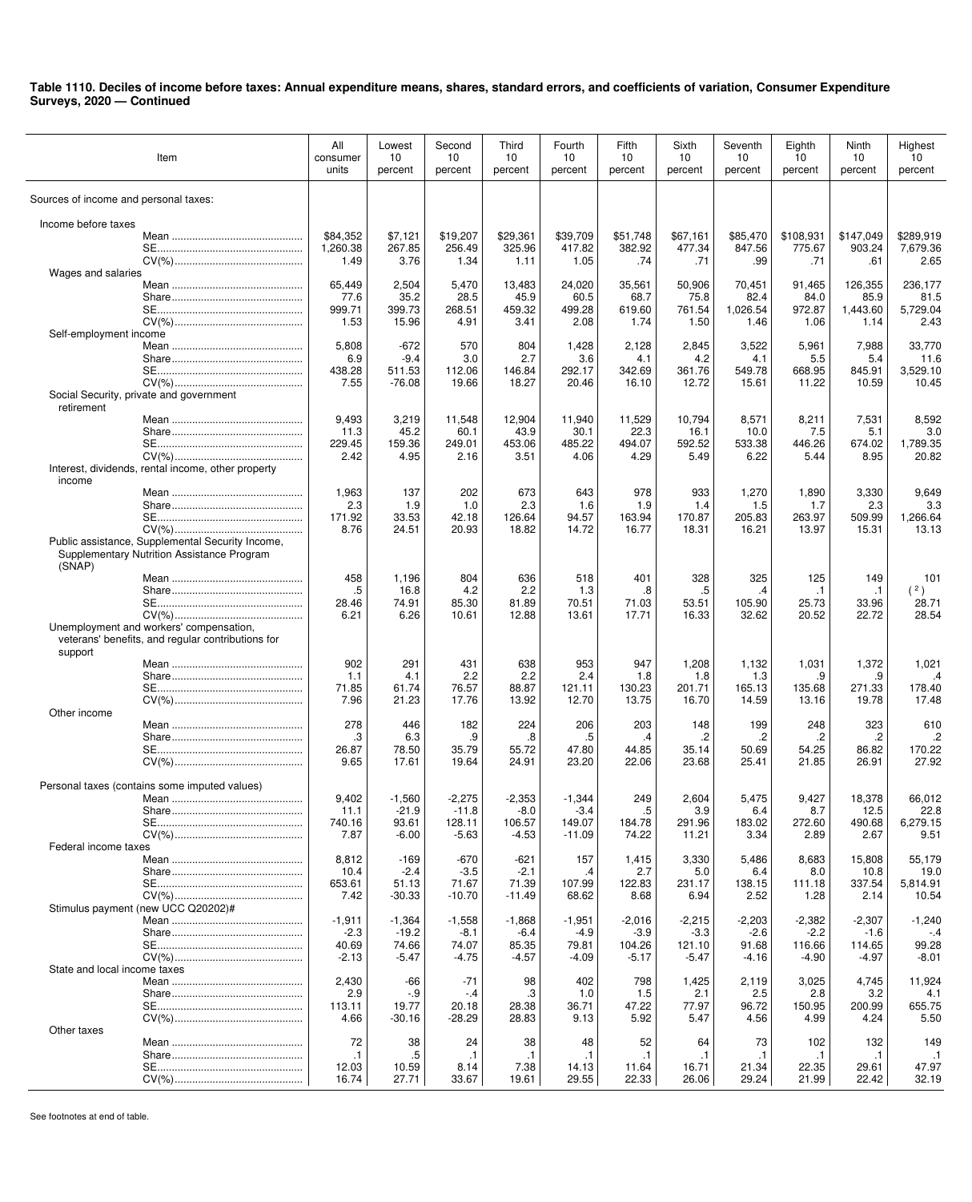**Table 1110. Deciles of income before taxes: Annual expenditure means, shares, standard errors, and coefficients of variation, Consumer Expenditure Surveys, 2020 — Continued**

| Item | All consumer units | Lowest 10 percent | Second 10 percent | Third 10 percent | Fourth 10 percent | Fifth 10 percent | Sixth 10 percent | Seventh 10 percent | Eighth 10 percent | Ninth 10 percent | Highest 10 percent |
|---|---|---|---|---|---|---|---|---|---|---|---|
| Sources of income and personal taxes: | | | | | | | | | | | |
| Income before taxes | | | | | | | | | | | |
| Mean | $84,352 | $7,121 | $19,207 | $29,361 | $39,709 | $51,748 | $67,161 | $85,470 | $108,931 | $147,049 | $289,919 |
| SE | 1,260.38 | 267.85 | 256.49 | 325.96 | 417.82 | 382.92 | 477.34 | 847.56 | 775.67 | 903.24 | 7,679.36 |
| CV(%) | 1.49 | 3.76 | 1.34 | 1.11 | 1.05 | .74 | .71 | .99 | .71 | .61 | 2.65 |
| Wages and salaries | | | | | | | | | | | |
| Mean | 65,449 | 2,504 | 5,470 | 13,483 | 24,020 | 35,561 | 50,906 | 70,451 | 91,465 | 126,355 | 236,177 |
| Share | 77.6 | 35.2 | 28.5 | 45.9 | 60.5 | 68.7 | 75.8 | 82.4 | 84.0 | 85.9 | 81.5 |
| SE | 999.71 | 399.73 | 268.51 | 459.32 | 499.28 | 619.60 | 761.54 | 1,026.54 | 972.87 | 1,443.60 | 5,729.04 |
| CV(%) | 1.53 | 15.96 | 4.91 | 3.41 | 2.08 | 1.74 | 1.50 | 1.46 | 1.06 | 1.14 | 2.43 |
| Self-employment income | | | | | | | | | | | |
| Mean | 5,808 | -672 | 570 | 804 | 1,428 | 2,128 | 2,845 | 3,522 | 5,961 | 7,988 | 33,770 |
| Share | 6.9 | -9.4 | 3.0 | 2.7 | 3.6 | 4.1 | 4.2 | 4.1 | 5.5 | 5.4 | 11.6 |
| SE | 438.28 | 511.53 | 112.06 | 146.84 | 292.17 | 342.69 | 361.76 | 549.78 | 668.95 | 845.91 | 3,529.10 |
| CV(%) | 7.55 | -76.08 | 19.66 | 18.27 | 20.46 | 16.10 | 12.72 | 15.61 | 11.22 | 10.59 | 10.45 |
| Social Security, private and government retirement | | | | | | | | | | | |
| Mean | 9,493 | 3,219 | 11,548 | 12,904 | 11,940 | 11,529 | 10,794 | 8,571 | 8,211 | 7,531 | 8,592 |
| Share | 11.3 | 45.2 | 60.1 | 43.9 | 30.1 | 22.3 | 16.1 | 10.0 | 7.5 | 5.1 | 3.0 |
| SE | 229.45 | 159.36 | 249.01 | 453.06 | 485.22 | 494.07 | 592.52 | 533.38 | 446.26 | 674.02 | 1,789.35 |
| CV(%) | 2.42 | 4.95 | 2.16 | 3.51 | 4.06 | 4.29 | 5.49 | 6.22 | 5.44 | 8.95 | 20.82 |
| Interest, dividends, rental income, other property income | | | | | | | | | | | |
| Mean | 1,963 | 137 | 202 | 673 | 643 | 978 | 933 | 1,270 | 1,890 | 3,330 | 9,649 |
| Share | 2.3 | 1.9 | 1.0 | 2.3 | 1.6 | 1.9 | 1.4 | 1.5 | 1.7 | 2.3 | 3.3 |
| SE | 171.92 | 33.53 | 42.18 | 126.64 | 94.57 | 163.94 | 170.87 | 205.83 | 263.97 | 509.99 | 1,266.64 |
| CV(%) | 8.76 | 24.51 | 20.93 | 18.82 | 14.72 | 16.77 | 18.31 | 16.21 | 13.97 | 15.31 | 13.13 |
| Public assistance, Supplemental Security Income, Supplementary Nutrition Assistance Program (SNAP) | | | | | | | | | | | |
| Mean | 458 | 1,196 | 804 | 636 | 518 | 401 | 328 | 325 | 125 | 149 | 101 |
| Share | .5 | 16.8 | 4.2 | 2.2 | 1.3 | .8 | .5 | .4 | .1 | .1 | ([2]) |
| SE | 28.46 | 74.91 | 85.30 | 81.89 | 70.51 | 71.03 | 53.51 | 105.90 | 25.73 | 33.96 | 28.71 |
| CV(%) | 6.21 | 6.26 | 10.61 | 12.88 | 13.61 | 17.71 | 16.33 | 32.62 | 20.52 | 22.72 | 28.54 |
| Unemployment and workers' compensation, veterans' benefits, and regular contributions for support | | | | | | | | | | | |
| Mean | 902 | 291 | 431 | 638 | 953 | 947 | 1,208 | 1,132 | 1,031 | 1,372 | 1,021 |
| Share | 1.1 | 4.1 | 2.2 | 2.2 | 2.4 | 1.8 | 1.8 | 1.3 | .9 | .9 | .4 |
| SE | 71.85 | 61.74 | 76.57 | 88.87 | 121.11 | 130.23 | 201.71 | 165.13 | 135.68 | 271.33 | 178.40 |
| CV(%) | 7.96 | 21.23 | 17.76 | 13.92 | 12.70 | 13.75 | 16.70 | 14.59 | 13.16 | 19.78 | 17.48 |
| Other income | | | | | | | | | | | |
| Mean | 278 | 446 | 182 | 224 | 206 | 203 | 148 | 199 | 248 | 323 | 610 |
| Share | .3 | 6.3 | .9 | .8 | .5 | .4 | .2 | .2 | .2 | .2 | .2 |
| SE | 26.87 | 78.50 | 35.79 | 55.72 | 47.80 | 44.85 | 35.14 | 50.69 | 54.25 | 86.82 | 170.22 |
| CV(%) | 9.65 | 17.61 | 19.64 | 24.91 | 23.20 | 22.06 | 23.68 | 25.41 | 21.85 | 26.91 | 27.92 |
| Personal taxes (contains some imputed values) | | | | | | | | | | | |
| Mean | 9,402 | -1,560 | -2,275 | -2,353 | -1,344 | 249 | 2,604 | 5,475 | 9,427 | 18,378 | 66,012 |
| Share | 11.1 | -21.9 | -11.8 | -8.0 | -3.4 | .5 | 3.9 | 6.4 | 8.7 | 12.5 | 22.8 |
| SE | 740.16 | 93.61 | 128.11 | 106.57 | 149.07 | 184.78 | 291.96 | 183.02 | 272.60 | 490.68 | 6,279.15 |
| CV(%) | 7.87 | -6.00 | -5.63 | -4.53 | -11.09 | 74.22 | 11.21 | 3.34 | 2.89 | 2.67 | 9.51 |
| Federal income taxes | | | | | | | | | | | |
| Mean | 8,812 | -169 | -670 | -621 | 157 | 1,415 | 3,330 | 5,486 | 8,683 | 15,808 | 55,179 |
| Share | 10.4 | -2.4 | -3.5 | -2.1 | .4 | 2.7 | 5.0 | 6.4 | 8.0 | 10.8 | 19.0 |
| SE | 653.61 | 51.13 | 71.67 | 71.39 | 107.99 | 122.83 | 231.17 | 138.15 | 111.18 | 337.54 | 5,814.91 |
| CV(%) | 7.42 | -30.33 | -10.70 | -11.49 | 68.62 | 8.68 | 6.94 | 2.52 | 1.28 | 2.14 | 10.54 |
| Stimulus payment (new UCC Q20202)# | | | | | | | | | | | |
| Mean | -1,911 | -1,364 | -1,558 | -1,868 | -1,951 | -2,016 | -2,215 | -2,203 | -2,382 | -2,307 | -1,240 |
| Share | -2.3 | -19.2 | -8.1 | -6.4 | -4.9 | -3.9 | -3.3 | -2.6 | -2.2 | -1.6 | -.4 |
| SE | 40.69 | 74.66 | 74.07 | 85.35 | 79.81 | 104.26 | 121.10 | 91.68 | 116.66 | 114.65 | 99.28 |
| CV(%) | -2.13 | -5.47 | -4.75 | -4.57 | -4.09 | -5.17 | -5.47 | -4.16 | -4.90 | -4.97 | -8.01 |
| State and local income taxes | | | | | | | | | | | |
| Mean | 2,430 | -66 | -71 | 98 | 402 | 798 | 1,425 | 2,119 | 3,025 | 4,745 | 11,924 |
| Share | 2.9 | -.9 | -.4 | .3 | 1.0 | 1.5 | 2.1 | 2.5 | 2.8 | 3.2 | 4.1 |
| SE | 113.11 | 19.77 | 20.18 | 28.38 | 36.71 | 47.22 | 77.97 | 96.72 | 150.95 | 200.99 | 655.75 |
| CV(%) | 4.66 | -30.16 | -28.29 | 28.83 | 9.13 | 5.92 | 5.47 | 4.56 | 4.99 | 4.24 | 5.50 |
| Other taxes | | | | | | | | | | | |
| Mean | 72 | 38 | 24 | 38 | 48 | 52 | 64 | 73 | 102 | 132 | 149 |
| Share | .1 | .5 | .1 | .1 | .1 | .1 | .1 | .1 | .1 | .1 | .1 |
| SE | 12.03 | 10.59 | 8.14 | 7.38 | 14.13 | 11.64 | 16.71 | 21.34 | 22.35 | 29.61 | 47.97 |
| CV(%) | 16.74 | 27.71 | 33.67 | 19.61 | 29.55 | 22.33 | 26.06 | 29.24 | 21.99 | 22.42 | 32.19 |

See footnotes at end of table.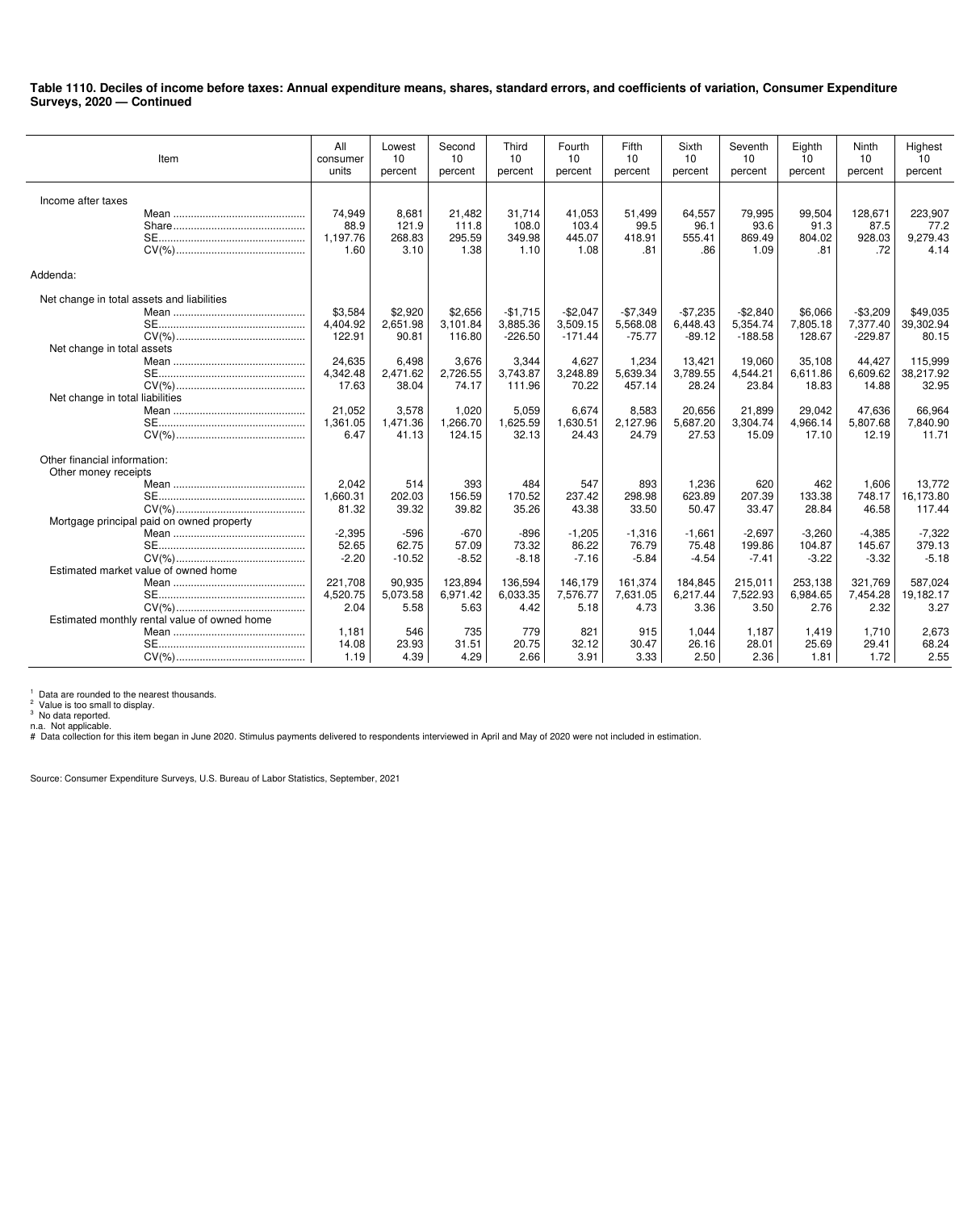**Table 1110. Deciles of income before taxes: Annual expenditure means, shares, standard errors, and coefficients of variation, Consumer Expenditure Surveys, 2020 — Continued**

| Item | All consumer units | Lowest 10 percent | Second 10 percent | Third 10 percent | Fourth 10 percent | Fifth 10 percent | Sixth 10 percent | Seventh 10 percent | Eighth 10 percent | Ninth 10 percent | Highest 10 percent |
|---|---|---|---|---|---|---|---|---|---|---|---|
| Income after taxes | | | | | | | | | | | |
| Mean | 74,949 | 8,681 | 21,482 | 31,714 | 41,053 | 51,499 | 64,557 | 79,995 | 99,504 | 128,671 | 223,907 |
| Share | 88.9 | 121.9 | 111.8 | 108.0 | 103.4 | 99.5 | 96.1 | 93.6 | 91.3 | 87.5 | 77.2 |
| SE | 1,197.76 | 268.83 | 295.59 | 349.98 | 445.07 | 418.91 | 555.41 | 869.49 | 804.02 | 928.03 | 9,279.43 |
| CV(%) | 1.60 | 3.10 | 1.38 | 1.10 | 1.08 | .81 | .86 | 1.09 | .81 | .72 | 4.14 |
| Addenda: | | | | | | | | | | | |
| Net change in total assets and liabilities | | | | | | | | | | | |
| Mean | $3,584 | $2,920 | $2,656 | -$1,715 | -$2,047 | -$7,349 | -$7,235 | -$2,840 | $6,066 | -$3,209 | $49,035 |
| SE | 4,404.92 | 2,651.98 | 3,101.84 | 3,885.36 | 3,509.15 | 5,568.08 | 6,448.43 | 5,354.74 | 7,805.18 | 7,377.40 | 39,302.94 |
| CV(%) | 122.91 | 90.81 | 116.80 | -226.50 | -171.44 | -75.77 | -89.12 | -188.58 | 128.67 | -229.87 | 80.15 |
| Net change in total assets | | | | | | | | | | | |
| Mean | 24,635 | 6,498 | 3,676 | 3,344 | 4,627 | 1,234 | 13,421 | 19,060 | 35,108 | 44,427 | 115,999 |
| SE | 4,342.48 | 2,471.62 | 2,726.55 | 3,743.87 | 3,248.89 | 5,639.34 | 3,789.55 | 4,544.21 | 6,611.86 | 6,609.62 | 38,217.92 |
| CV(%) | 17.63 | 38.04 | 74.17 | 111.96 | 70.22 | 457.14 | 28.24 | 23.84 | 18.83 | 14.88 | 32.95 |
| Net change in total liabilities | | | | | | | | | | | |
| Mean | 21,052 | 3,578 | 1,020 | 5,059 | 6,674 | 8,583 | 20,656 | 21,899 | 29,042 | 47,636 | 66,964 |
| SE | 1,361.05 | 1,471.36 | 1,266.70 | 1,625.59 | 1,630.51 | 2,127.96 | 5,687.20 | 3,304.74 | 4,966.14 | 5,807.68 | 7,840.90 |
| CV(%) | 6.47 | 41.13 | 124.15 | 32.13 | 24.43 | 24.79 | 27.53 | 15.09 | 17.10 | 12.19 | 11.71 |
| Other financial information: | | | | | | | | | | | |
| Other money receipts | | | | | | | | | | | |
| Mean | 2,042 | 514 | 393 | 484 | 547 | 893 | 1,236 | 620 | 462 | 1,606 | 13,772 |
| SE | 1,660.31 | 202.03 | 156.59 | 170.52 | 237.42 | 298.98 | 623.89 | 207.39 | 133.38 | 748.17 | 16,173.80 |
| CV(%) | 81.32 | 39.32 | 39.82 | 35.26 | 43.38 | 33.50 | 50.47 | 33.47 | 28.84 | 46.58 | 117.44 |
| Mortgage principal paid on owned property | | | | | | | | | | | |
| Mean | -2,395 | -596 | -670 | -896 | -1,205 | -1,316 | -1,661 | -2,697 | -3,260 | -4,385 | -7,322 |
| SE | 52.65 | 62.75 | 57.09 | 73.32 | 86.22 | 76.79 | 75.48 | 199.86 | 104.87 | 145.67 | 379.13 |
| CV(%) | -2.20 | -10.52 | -8.52 | -8.18 | -7.16 | -5.84 | -4.54 | -7.41 | -3.22 | -3.32 | -5.18 |
| Estimated market value of owned home | | | | | | | | | | | |
| Mean | 221,708 | 90,935 | 123,894 | 136,594 | 146,179 | 161,374 | 184,845 | 215,011 | 253,138 | 321,769 | 587,024 |
| SE | 4,520.75 | 5,073.58 | 6,971.42 | 6,033.35 | 7,576.77 | 7,631.05 | 6,217.44 | 7,522.93 | 6,984.65 | 7,454.28 | 19,182.17 |
| CV(%) | 2.04 | 5.58 | 5.63 | 4.42 | 5.18 | 4.73 | 3.36 | 3.50 | 2.76 | 2.32 | 3.27 |
| Estimated monthly rental value of owned home | | | | | | | | | | | |
| Mean | 1,181 | 546 | 735 | 779 | 821 | 915 | 1,044 | 1,187 | 1,419 | 1,710 | 2,673 |
| SE | 14.08 | 23.93 | 31.51 | 20.75 | 32.12 | 30.47 | 26.16 | 28.01 | 25.69 | 29.41 | 68.24 |
| CV(%) | 1.19 | 4.39 | 4.29 | 2.66 | 3.91 | 3.33 | 2.50 | 2.36 | 1.81 | 1.72 | 2.55 |

[1] Data are rounded to the nearest thousands.
[2] Value is too small to display.
[3] No data reported.
n.a. Not applicable.
# Data collection for this item began in June 2020. Stimulus payments delivered to respondents interviewed in April and May of 2020 were not included in estimation.

Source: Consumer Expenditure Surveys, U.S. Bureau of Labor Statistics, September, 2021